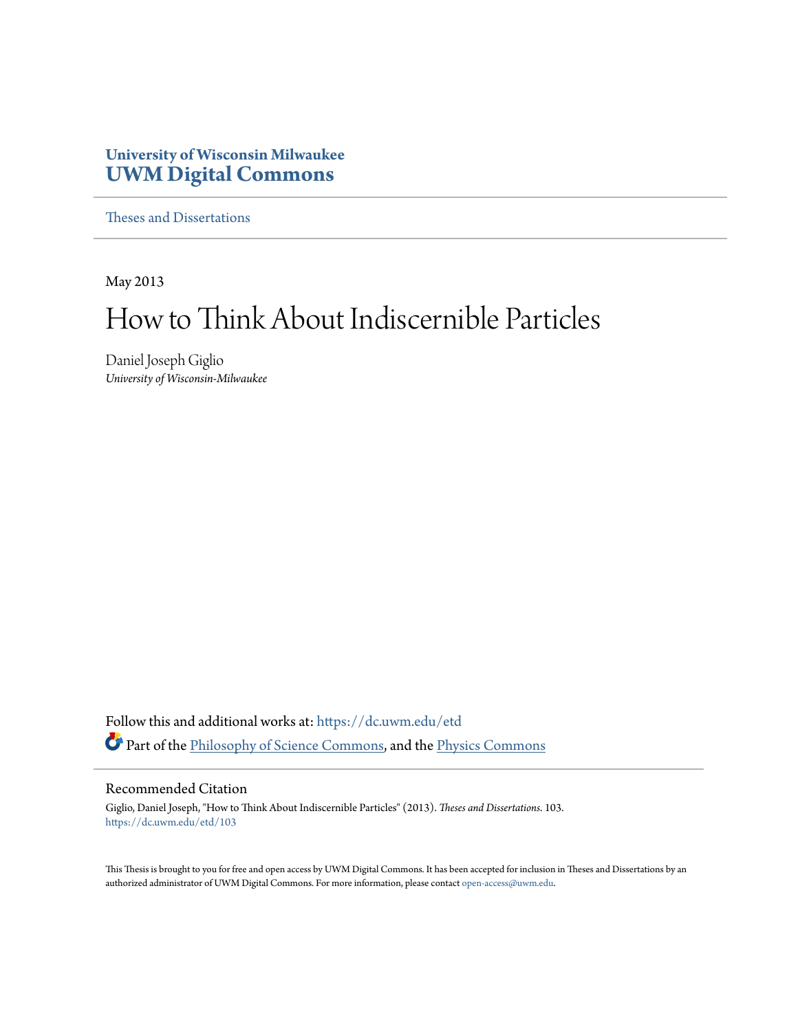University of Wisconsin Milwaukee
**UWM Digital Commons**

Theses and Dissertations

May 2013

# How to Think About Indiscernible Particles

Daniel Joseph Giglio
*University of Wisconsin-Milwaukee*

Follow this and additional works at: https://dc.uwm.edu/etd

Part of the Philosophy of Science Commons, and the Physics Commons

## Recommended Citation

Giglio, Daniel Joseph, "How to Think About Indiscernible Particles" (2013). *Theses and Dissertations*. 103.
https://dc.uwm.edu/etd/103

This Thesis is brought to you for free and open access by UWM Digital Commons. It has been accepted for inclusion in Theses and Dissertations by an authorized administrator of UWM Digital Commons. For more information, please contact open-access@uwm.edu.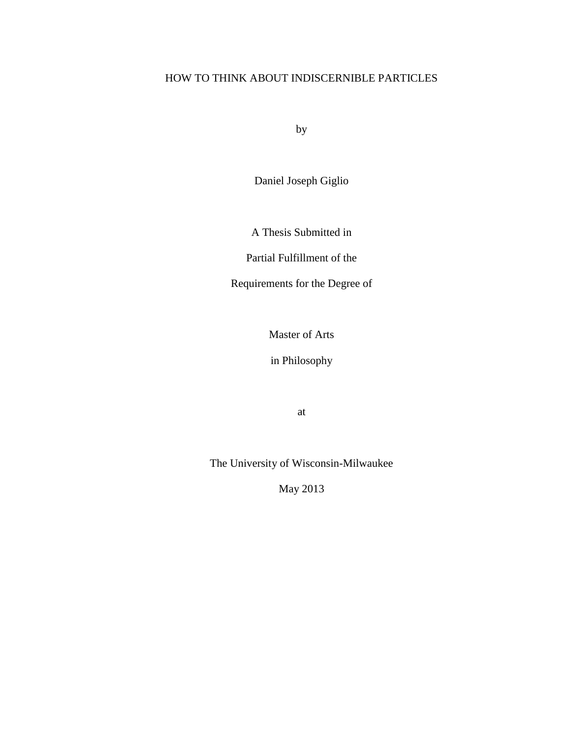# HOW TO THINK ABOUT INDISCERNIBLE PARTICLES

by

Daniel Joseph Giglio

A Thesis Submitted in

Partial Fulfillment of the

Requirements for the Degree of

Master of Arts

in Philosophy

at

The University of Wisconsin-Milwaukee

May 2013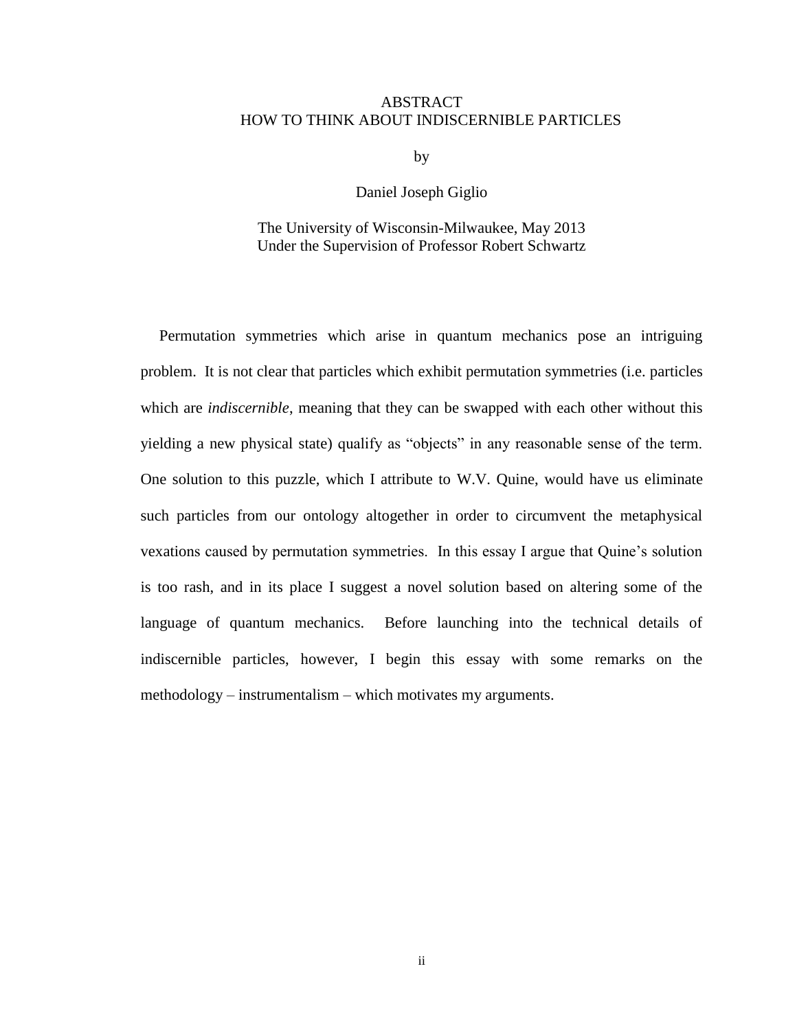# ABSTRACT
# HOW TO THINK ABOUT INDISCERNIBLE PARTICLES

by

Daniel Joseph Giglio

The University of Wisconsin-Milwaukee, May 2013
Under the Supervision of Professor Robert Schwartz

Permutation symmetries which arise in quantum mechanics pose an intriguing problem. It is not clear that particles which exhibit permutation symmetries (i.e. particles which are *indiscernible*, meaning that they can be swapped with each other without this yielding a new physical state) qualify as "objects" in any reasonable sense of the term. One solution to this puzzle, which I attribute to W.V. Quine, would have us eliminate such particles from our ontology altogether in order to circumvent the metaphysical vexations caused by permutation symmetries. In this essay I argue that Quine's solution is too rash, and in its place I suggest a novel solution based on altering some of the language of quantum mechanics. Before launching into the technical details of indiscernible particles, however, I begin this essay with some remarks on the methodology – instrumentalism – which motivates my arguments.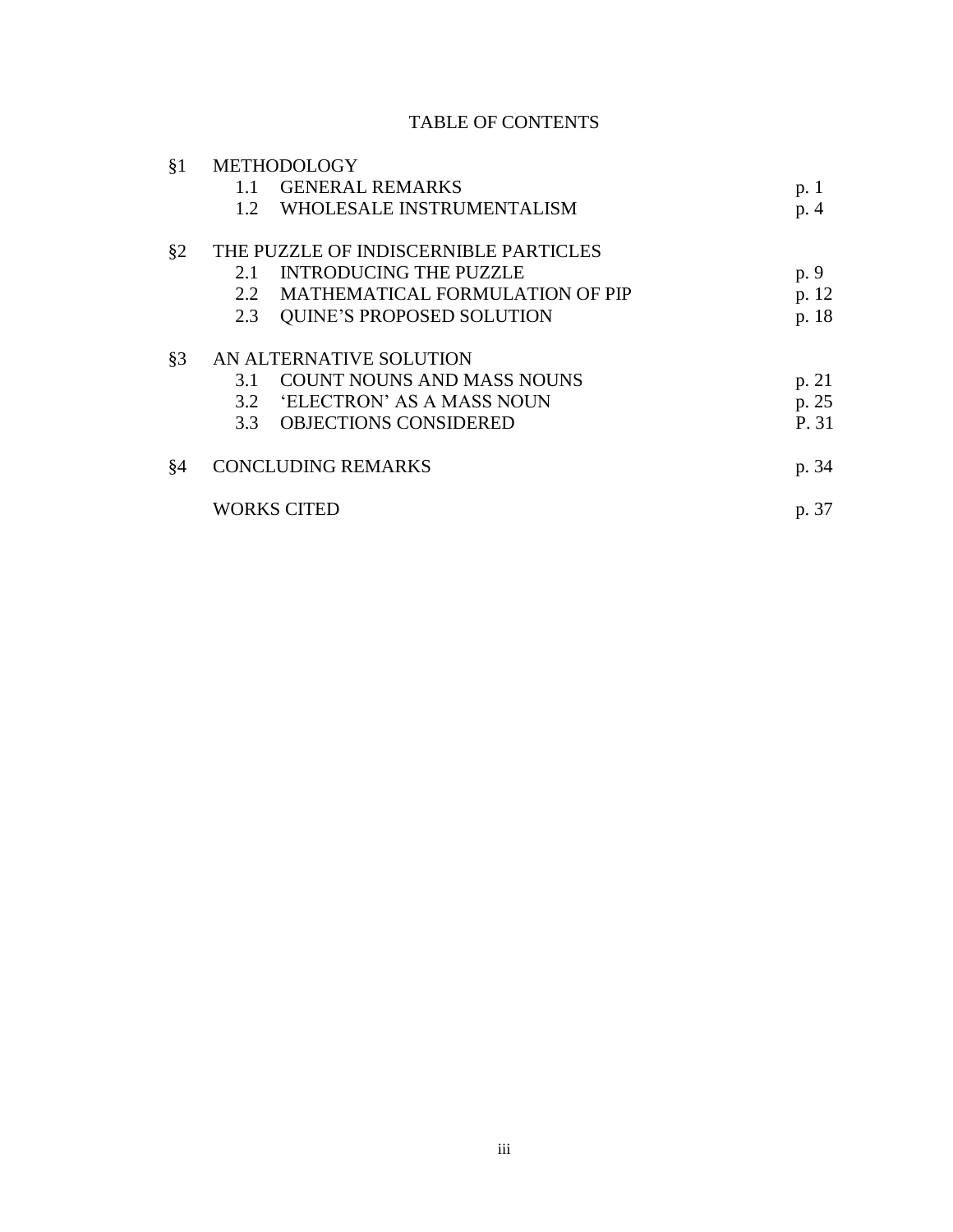# TABLE OF CONTENTS

| | | |
|---|---|---|
| §1 | METHODOLOGY | |
| | 1.1 GENERAL REMARKS | p. 1 |
| | 1.2 WHOLESALE INSTRUMENTALISM | p. 4 |
| §2 | THE PUZZLE OF INDISCERNIBLE PARTICLES | |
| | 2.1 INTRODUCING THE PUZZLE | p. 9 |
| | 2.2 MATHEMATICAL FORMULATION OF PIP | p. 12 |
| | 2.3 QUINE'S PROPOSED SOLUTION | p. 18 |
| §3 | AN ALTERNATIVE SOLUTION | |
| | 3.1 COUNT NOUNS AND MASS NOUNS | p. 21 |
| | 3.2 'ELECTRON' AS A MASS NOUN | p. 25 |
| | 3.3 OBJECTIONS CONSIDERED | P. 31 |
| §4 | CONCLUDING REMARKS | p. 34 |
| | WORKS CITED | p. 37 |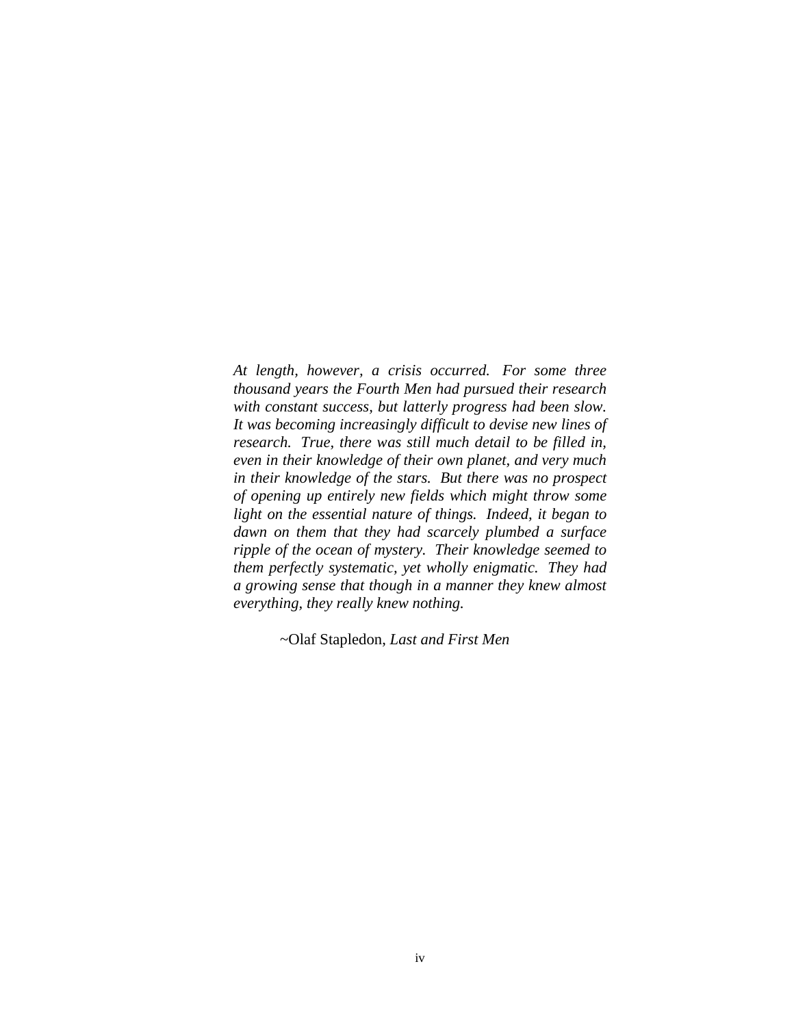*At length, however, a crisis occurred. For some three thousand years the Fourth Men had pursued their research with constant success, but latterly progress had been slow. It was becoming increasingly difficult to devise new lines of research. True, there was still much detail to be filled in, even in their knowledge of their own planet, and very much in their knowledge of the stars. But there was no prospect of opening up entirely new fields which might throw some light on the essential nature of things. Indeed, it began to dawn on them that they had scarcely plumbed a surface ripple of the ocean of mystery. Their knowledge seemed to them perfectly systematic, yet wholly enigmatic. They had a growing sense that though in a manner they knew almost everything, they really knew nothing.*

~Olaf Stapledon, *Last and First Men*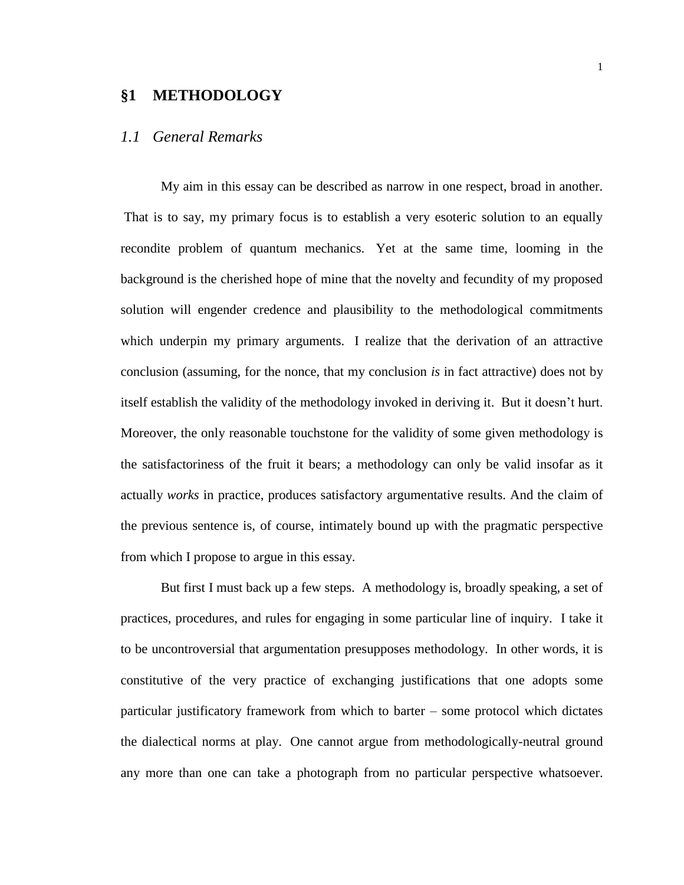# §1 METHODOLOGY

## *1.1 General Remarks*

My aim in this essay can be described as narrow in one respect, broad in another. That is to say, my primary focus is to establish a very esoteric solution to an equally recondite problem of quantum mechanics. Yet at the same time, looming in the background is the cherished hope of mine that the novelty and fecundity of my proposed solution will engender credence and plausibility to the methodological commitments which underpin my primary arguments. I realize that the derivation of an attractive conclusion (assuming, for the nonce, that my conclusion *is* in fact attractive) does not by itself establish the validity of the methodology invoked in deriving it. But it doesn't hurt. Moreover, the only reasonable touchstone for the validity of some given methodology is the satisfactoriness of the fruit it bears; a methodology can only be valid insofar as it actually *works* in practice, produces satisfactory argumentative results. And the claim of the previous sentence is, of course, intimately bound up with the pragmatic perspective from which I propose to argue in this essay.

But first I must back up a few steps. A methodology is, broadly speaking, a set of practices, procedures, and rules for engaging in some particular line of inquiry. I take it to be uncontroversial that argumentation presupposes methodology. In other words, it is constitutive of the very practice of exchanging justifications that one adopts some particular justificatory framework from which to barter – some protocol which dictates the dialectical norms at play. One cannot argue from methodologically-neutral ground any more than one can take a photograph from no particular perspective whatsoever.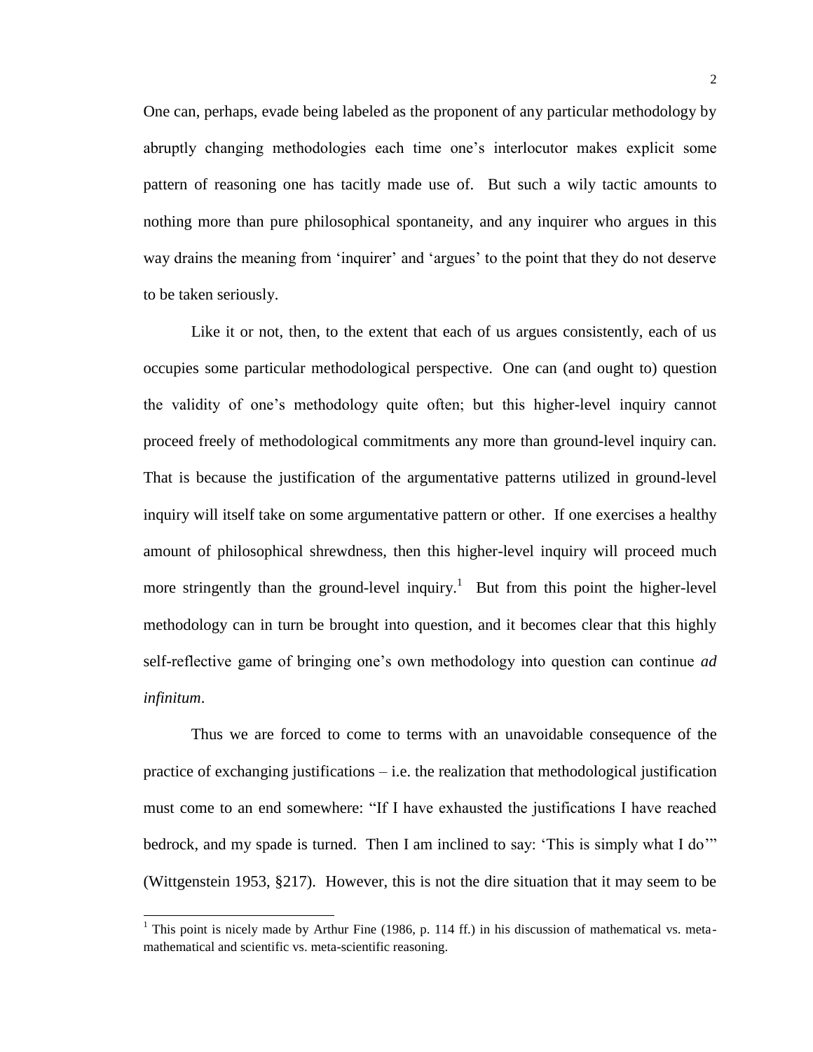One can, perhaps, evade being labeled as the proponent of any particular methodology by abruptly changing methodologies each time one's interlocutor makes explicit some pattern of reasoning one has tacitly made use of. But such a wily tactic amounts to nothing more than pure philosophical spontaneity, and any inquirer who argues in this way drains the meaning from 'inquirer' and 'argues' to the point that they do not deserve to be taken seriously.

Like it or not, then, to the extent that each of us argues consistently, each of us occupies some particular methodological perspective. One can (and ought to) question the validity of one's methodology quite often; but this higher-level inquiry cannot proceed freely of methodological commitments any more than ground-level inquiry can. That is because the justification of the argumentative patterns utilized in ground-level inquiry will itself take on some argumentative pattern or other. If one exercises a healthy amount of philosophical shrewdness, then this higher-level inquiry will proceed much more stringently than the ground-level inquiry.[1] But from this point the higher-level methodology can in turn be brought into question, and it becomes clear that this highly self-reflective game of bringing one's own methodology into question can continue *ad infinitum*.

Thus we are forced to come to terms with an unavoidable consequence of the practice of exchanging justifications – i.e. the realization that methodological justification must come to an end somewhere: "If I have exhausted the justifications I have reached bedrock, and my spade is turned. Then I am inclined to say: 'This is simply what I do'" (Wittgenstein 1953, §217). However, this is not the dire situation that it may seem to be

[1] This point is nicely made by Arthur Fine (1986, p. 114 ff.) in his discussion of mathematical vs. meta-mathematical and scientific vs. meta-scientific reasoning.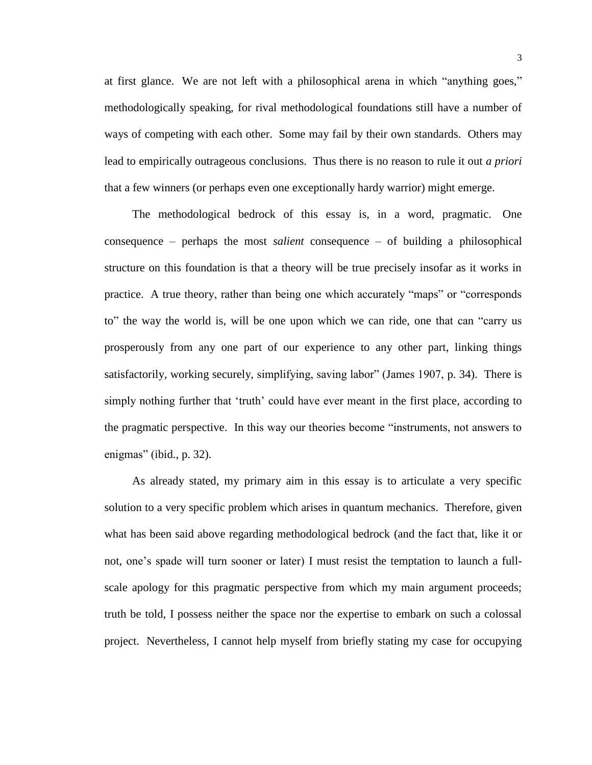at first glance. We are not left with a philosophical arena in which "anything goes," methodologically speaking, for rival methodological foundations still have a number of ways of competing with each other. Some may fail by their own standards. Others may lead to empirically outrageous conclusions. Thus there is no reason to rule it out *a priori* that a few winners (or perhaps even one exceptionally hardy warrior) might emerge.

The methodological bedrock of this essay is, in a word, pragmatic. One consequence – perhaps the most *salient* consequence – of building a philosophical structure on this foundation is that a theory will be true precisely insofar as it works in practice. A true theory, rather than being one which accurately "maps" or "corresponds to" the way the world is, will be one upon which we can ride, one that can "carry us prosperously from any one part of our experience to any other part, linking things satisfactorily, working securely, simplifying, saving labor" (James 1907, p. 34). There is simply nothing further that 'truth' could have ever meant in the first place, according to the pragmatic perspective. In this way our theories become "instruments, not answers to enigmas" (ibid., p. 32).

As already stated, my primary aim in this essay is to articulate a very specific solution to a very specific problem which arises in quantum mechanics. Therefore, given what has been said above regarding methodological bedrock (and the fact that, like it or not, one's spade will turn sooner or later) I must resist the temptation to launch a full-scale apology for this pragmatic perspective from which my main argument proceeds; truth be told, I possess neither the space nor the expertise to embark on such a colossal project. Nevertheless, I cannot help myself from briefly stating my case for occupying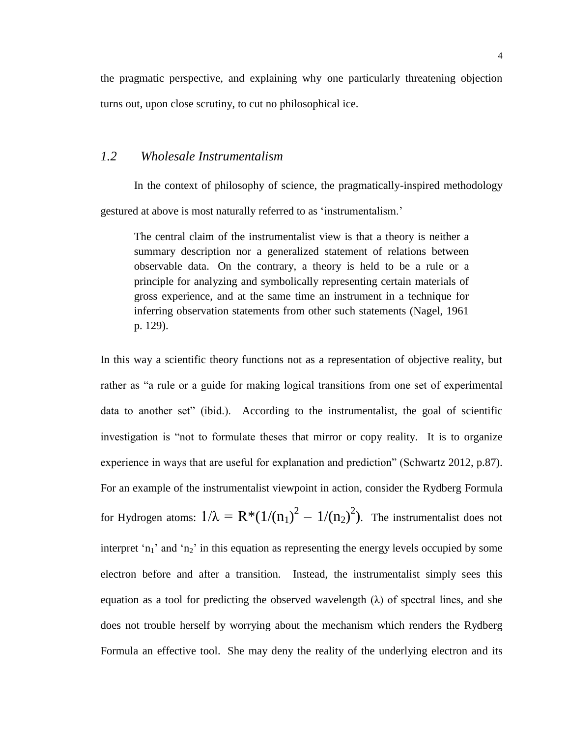the pragmatic perspective, and explaining why one particularly threatening objection turns out, upon close scrutiny, to cut no philosophical ice.

## *1.2 Wholesale Instrumentalism*

In the context of philosophy of science, the pragmatically-inspired methodology gestured at above is most naturally referred to as 'instrumentalism.'

> The central claim of the instrumentalist view is that a theory is neither a summary description nor a generalized statement of relations between observable data. On the contrary, a theory is held to be a rule or a principle for analyzing and symbolically representing certain materials of gross experience, and at the same time an instrument in a technique for inferring observation statements from other such statements (Nagel, 1961 p. 129).

In this way a scientific theory functions not as a representation of objective reality, but rather as "a rule or a guide for making logical transitions from one set of experimental data to another set" (ibid.). According to the instrumentalist, the goal of scientific investigation is "not to formulate theses that mirror or copy reality. It is to organize experience in ways that are useful for explanation and prediction" (Schwartz 2012, p.87). For an example of the instrumentalist viewpoint in action, consider the Rydberg Formula for Hydrogen atoms: $1/\lambda = R*(1/(n_1)^2 - 1/(n_2)^2)$. The instrumentalist does not interpret '$n_1$' and '$n_2$' in this equation as representing the energy levels occupied by some electron before and after a transition. Instead, the instrumentalist simply sees this equation as a tool for predicting the observed wavelength ($\lambda$) of spectral lines, and she does not trouble herself by worrying about the mechanism which renders the Rydberg Formula an effective tool. She may deny the reality of the underlying electron and its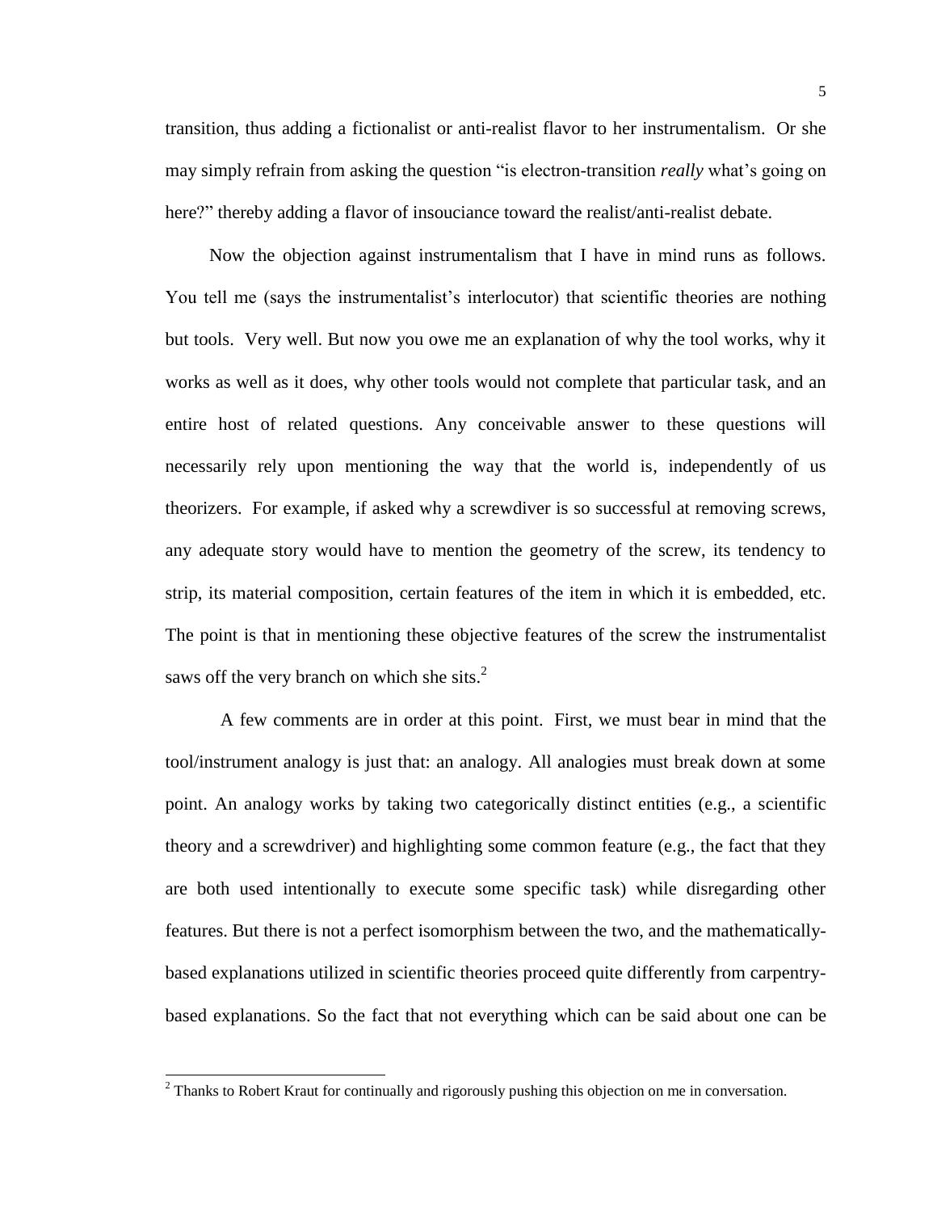transition, thus adding a fictionalist or anti-realist flavor to her instrumentalism. Or she may simply refrain from asking the question "is electron-transition *really* what's going on here?" thereby adding a flavor of insouciance toward the realist/anti-realist debate.

Now the objection against instrumentalism that I have in mind runs as follows. You tell me (says the instrumentalist's interlocutor) that scientific theories are nothing but tools. Very well. But now you owe me an explanation of why the tool works, why it works as well as it does, why other tools would not complete that particular task, and an entire host of related questions. Any conceivable answer to these questions will necessarily rely upon mentioning the way that the world is, independently of us theorizers. For example, if asked why a screwdiver is so successful at removing screws, any adequate story would have to mention the geometry of the screw, its tendency to strip, its material composition, certain features of the item in which it is embedded, etc. The point is that in mentioning these objective features of the screw the instrumentalist saws off the very branch on which she sits.[2]

A few comments are in order at this point. First, we must bear in mind that the tool/instrument analogy is just that: an analogy. All analogies must break down at some point. An analogy works by taking two categorically distinct entities (e.g., a scientific theory and a screwdriver) and highlighting some common feature (e.g., the fact that they are both used intentionally to execute some specific task) while disregarding other features. But there is not a perfect isomorphism between the two, and the mathematically-based explanations utilized in scientific theories proceed quite differently from carpentry-based explanations. So the fact that not everything which can be said about one can be

[2] Thanks to Robert Kraut for continually and rigorously pushing this objection on me in conversation.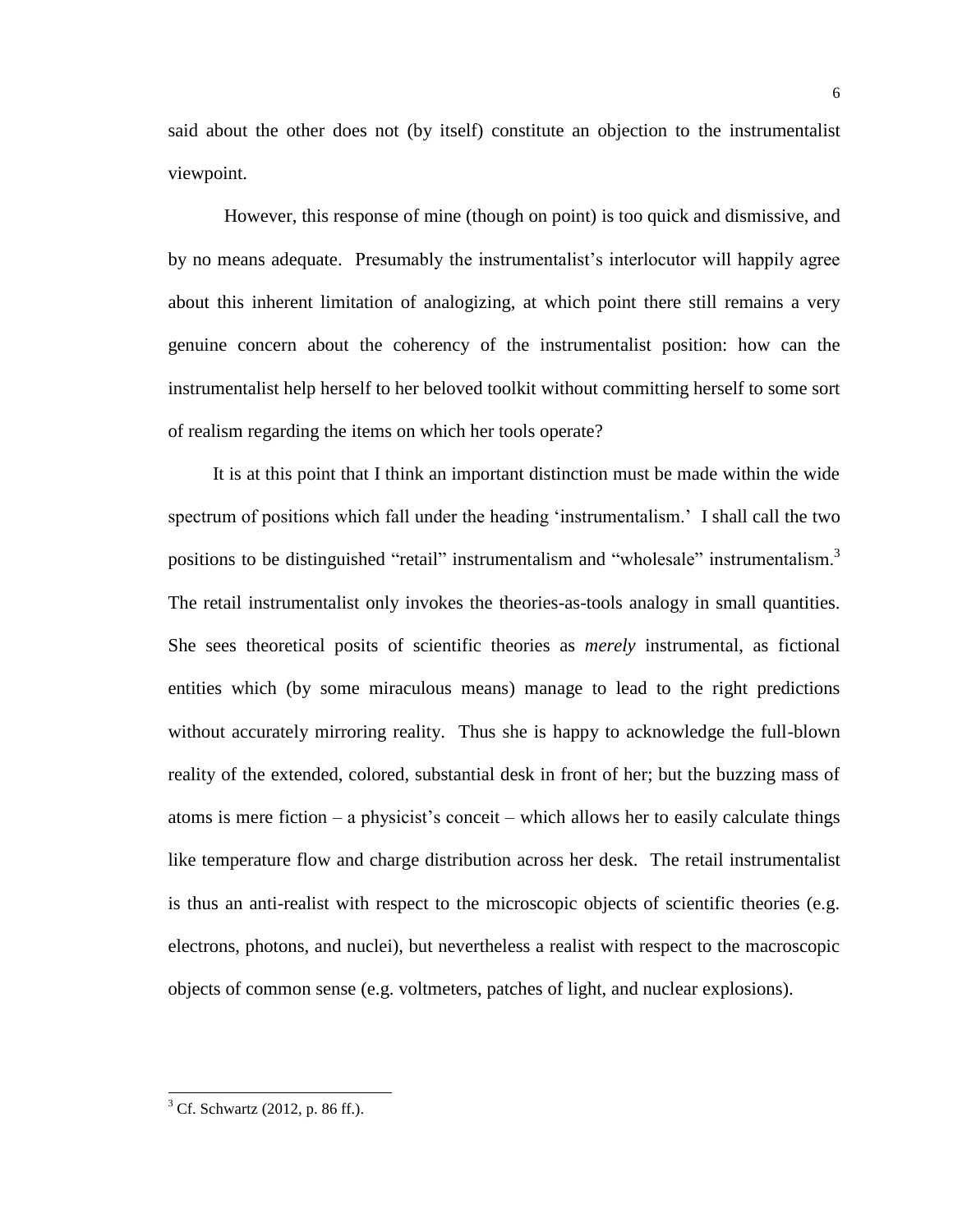said about the other does not (by itself) constitute an objection to the instrumentalist viewpoint.

However, this response of mine (though on point) is too quick and dismissive, and by no means adequate. Presumably the instrumentalist's interlocutor will happily agree about this inherent limitation of analogizing, at which point there still remains a very genuine concern about the coherency of the instrumentalist position: how can the instrumentalist help herself to her beloved toolkit without committing herself to some sort of realism regarding the items on which her tools operate?

It is at this point that I think an important distinction must be made within the wide spectrum of positions which fall under the heading 'instrumentalism.' I shall call the two positions to be distinguished "retail" instrumentalism and "wholesale" instrumentalism.[3] The retail instrumentalist only invokes the theories-as-tools analogy in small quantities. She sees theoretical posits of scientific theories as *merely* instrumental, as fictional entities which (by some miraculous means) manage to lead to the right predictions without accurately mirroring reality. Thus she is happy to acknowledge the full-blown reality of the extended, colored, substantial desk in front of her; but the buzzing mass of atoms is mere fiction – a physicist's conceit – which allows her to easily calculate things like temperature flow and charge distribution across her desk. The retail instrumentalist is thus an anti-realist with respect to the microscopic objects of scientific theories (e.g. electrons, photons, and nuclei), but nevertheless a realist with respect to the macroscopic objects of common sense (e.g. voltmeters, patches of light, and nuclear explosions).

---

[3] Cf. Schwartz (2012, p. 86 ff.).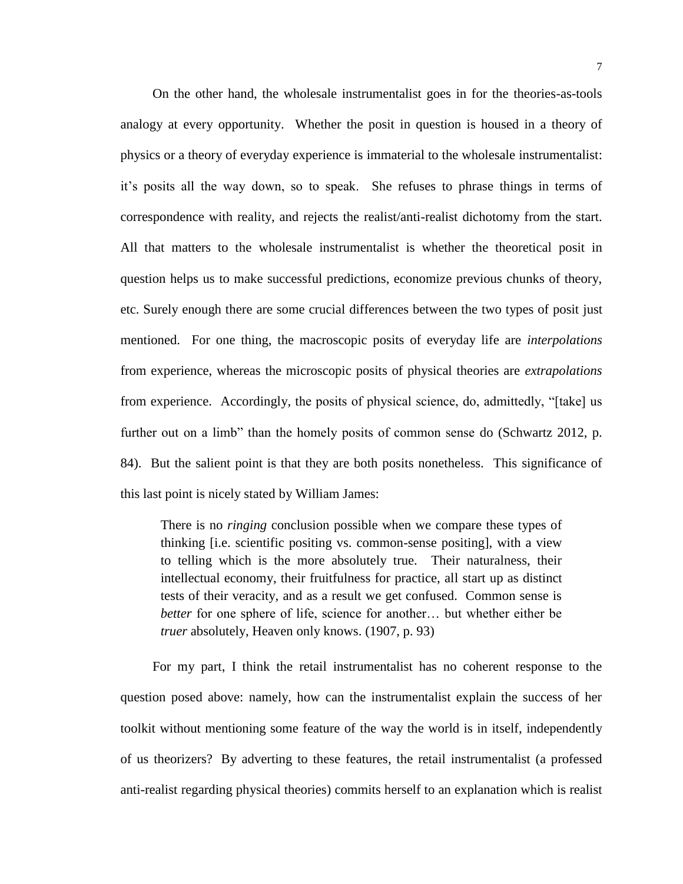On the other hand, the wholesale instrumentalist goes in for the theories-as-tools analogy at every opportunity. Whether the posit in question is housed in a theory of physics or a theory of everyday experience is immaterial to the wholesale instrumentalist: it's posits all the way down, so to speak. She refuses to phrase things in terms of correspondence with reality, and rejects the realist/anti-realist dichotomy from the start. All that matters to the wholesale instrumentalist is whether the theoretical posit in question helps us to make successful predictions, economize previous chunks of theory, etc. Surely enough there are some crucial differences between the two types of posit just mentioned. For one thing, the macroscopic posits of everyday life are *interpolations* from experience, whereas the microscopic posits of physical theories are *extrapolations* from experience. Accordingly, the posits of physical science, do, admittedly, "[take] us further out on a limb" than the homely posits of common sense do (Schwartz 2012, p. 84). But the salient point is that they are both posits nonetheless. This significance of this last point is nicely stated by William James:

> There is no *ringing* conclusion possible when we compare these types of thinking [i.e. scientific positing vs. common-sense positing], with a view to telling which is the more absolutely true. Their naturalness, their intellectual economy, their fruitfulness for practice, all start up as distinct tests of their veracity, and as a result we get confused. Common sense is *better* for one sphere of life, science for another… but whether either be *truer* absolutely, Heaven only knows. (1907, p. 93)

For my part, I think the retail instrumentalist has no coherent response to the question posed above: namely, how can the instrumentalist explain the success of her toolkit without mentioning some feature of the way the world is in itself, independently of us theorizers? By adverting to these features, the retail instrumentalist (a professed anti-realist regarding physical theories) commits herself to an explanation which is realist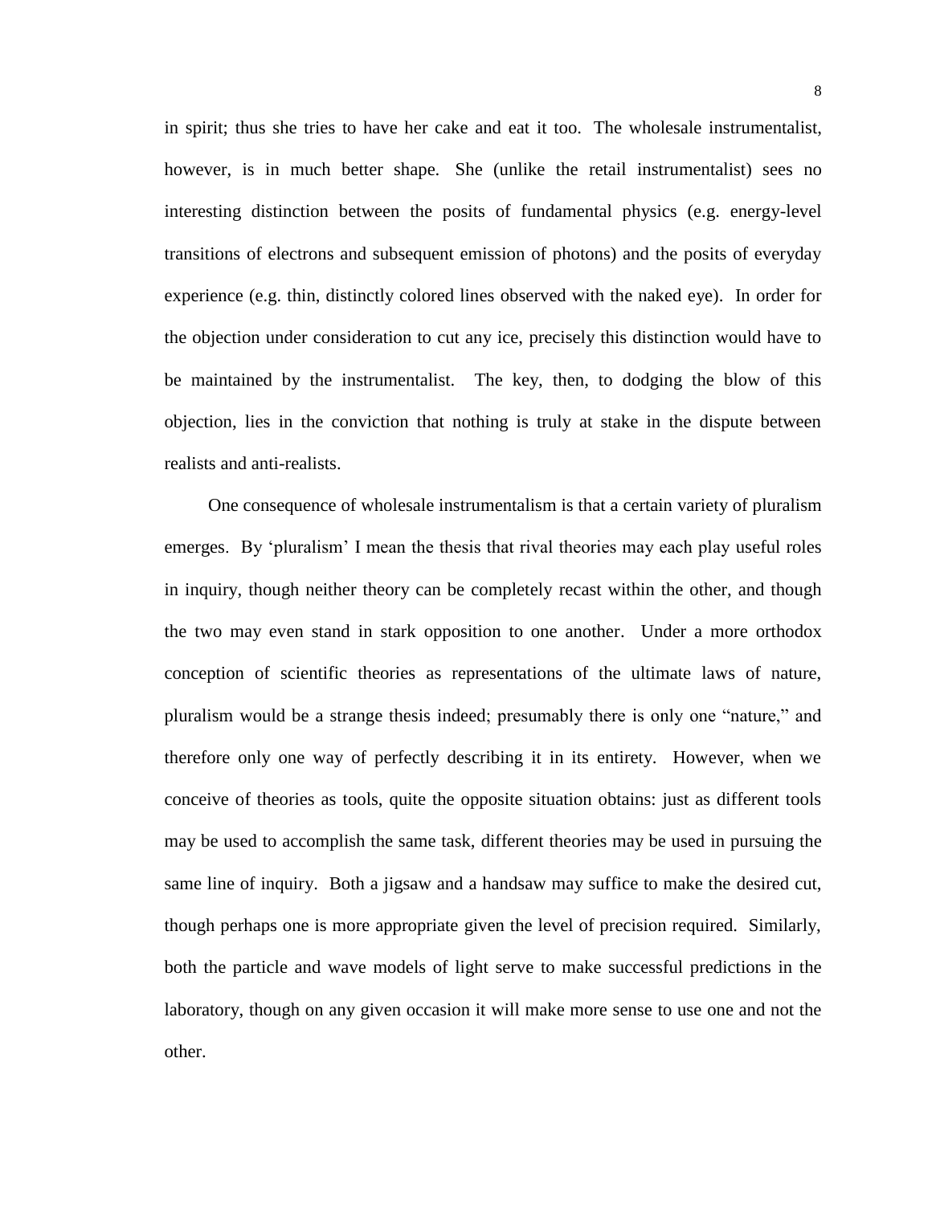in spirit; thus she tries to have her cake and eat it too. The wholesale instrumentalist, however, is in much better shape. She (unlike the retail instrumentalist) sees no interesting distinction between the posits of fundamental physics (e.g. energy-level transitions of electrons and subsequent emission of photons) and the posits of everyday experience (e.g. thin, distinctly colored lines observed with the naked eye). In order for the objection under consideration to cut any ice, precisely this distinction would have to be maintained by the instrumentalist. The key, then, to dodging the blow of this objection, lies in the conviction that nothing is truly at stake in the dispute between realists and anti-realists.

One consequence of wholesale instrumentalism is that a certain variety of pluralism emerges. By 'pluralism' I mean the thesis that rival theories may each play useful roles in inquiry, though neither theory can be completely recast within the other, and though the two may even stand in stark opposition to one another. Under a more orthodox conception of scientific theories as representations of the ultimate laws of nature, pluralism would be a strange thesis indeed; presumably there is only one "nature," and therefore only one way of perfectly describing it in its entirety. However, when we conceive of theories as tools, quite the opposite situation obtains: just as different tools may be used to accomplish the same task, different theories may be used in pursuing the same line of inquiry. Both a jigsaw and a handsaw may suffice to make the desired cut, though perhaps one is more appropriate given the level of precision required. Similarly, both the particle and wave models of light serve to make successful predictions in the laboratory, though on any given occasion it will make more sense to use one and not the other.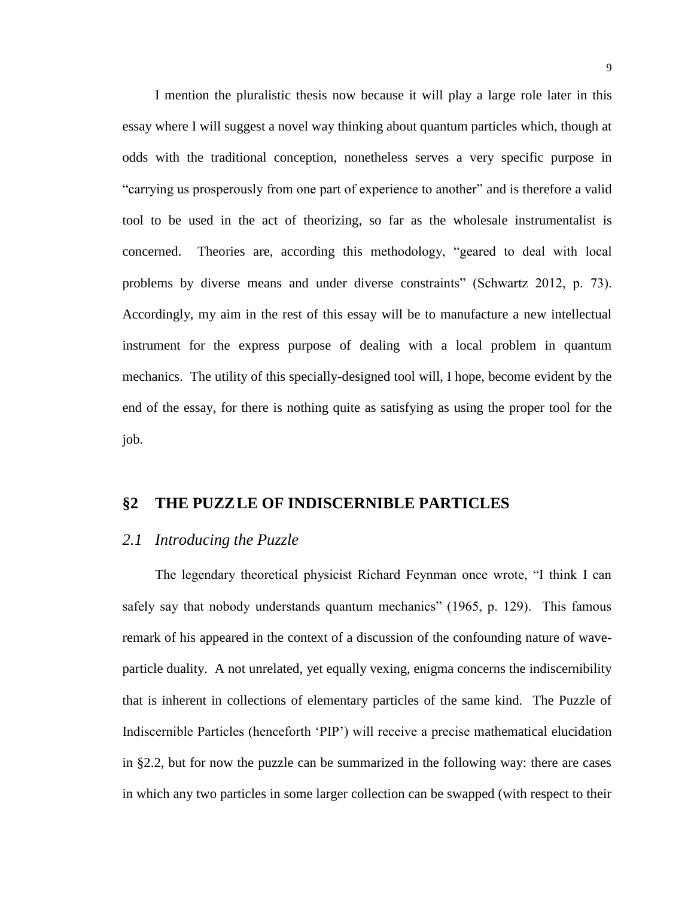I mention the pluralistic thesis now because it will play a large role later in this essay where I will suggest a novel way thinking about quantum particles which, though at odds with the traditional conception, nonetheless serves a very specific purpose in "carrying us prosperously from one part of experience to another" and is therefore a valid tool to be used in the act of theorizing, so far as the wholesale instrumentalist is concerned. Theories are, according this methodology, "geared to deal with local problems by diverse means and under diverse constraints" (Schwartz 2012, p. 73). Accordingly, my aim in the rest of this essay will be to manufacture a new intellectual instrument for the express purpose of dealing with a local problem in quantum mechanics. The utility of this specially-designed tool will, I hope, become evident by the end of the essay, for there is nothing quite as satisfying as using the proper tool for the job.

# §2 THE PUZZLE OF INDISCERNIBLE PARTICLES

## *2.1 Introducing the Puzzle*

The legendary theoretical physicist Richard Feynman once wrote, "I think I can safely say that nobody understands quantum mechanics" (1965, p. 129). This famous remark of his appeared in the context of a discussion of the confounding nature of wave-particle duality. A not unrelated, yet equally vexing, enigma concerns the indiscernibility that is inherent in collections of elementary particles of the same kind. The Puzzle of Indiscernible Particles (henceforth 'PIP') will receive a precise mathematical elucidation in §2.2, but for now the puzzle can be summarized in the following way: there are cases in which any two particles in some larger collection can be swapped (with respect to their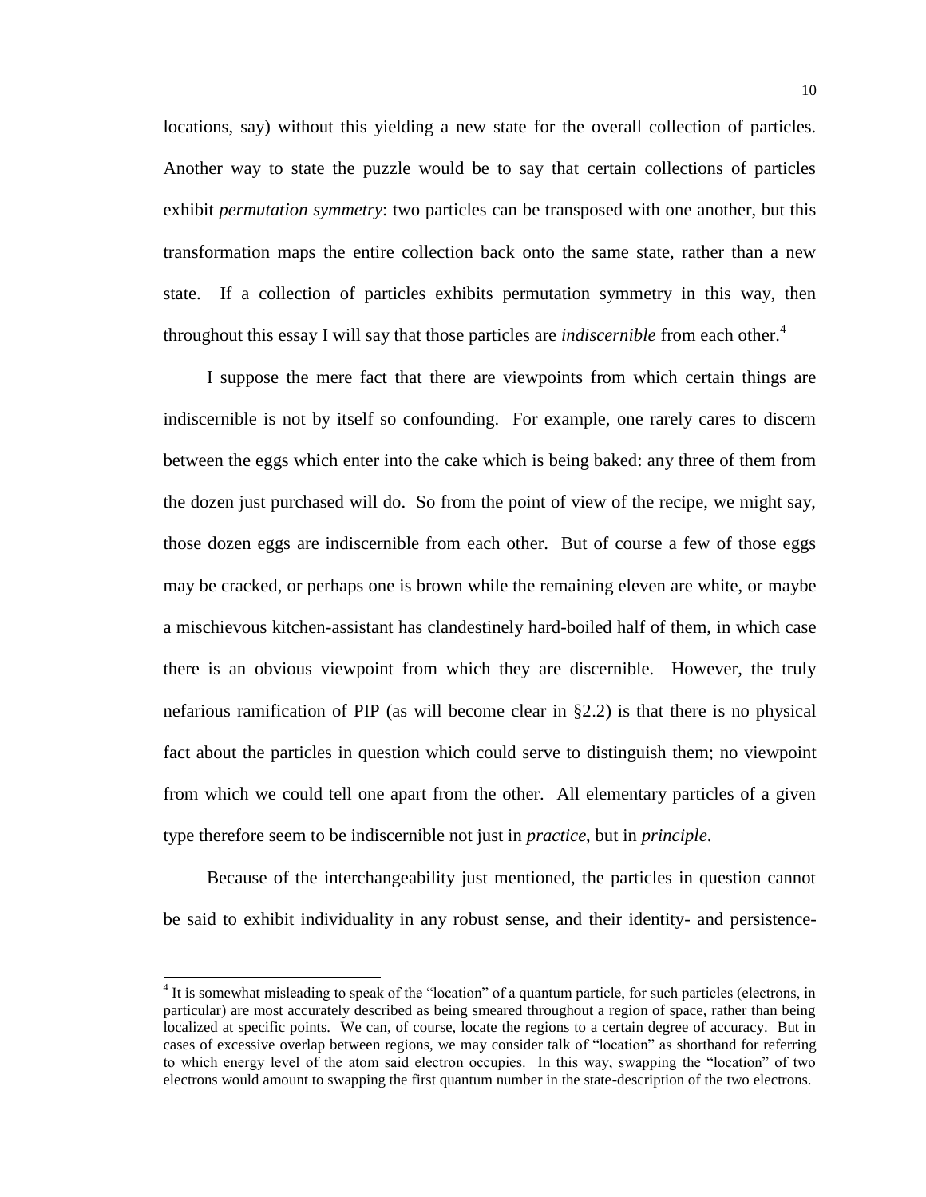locations, say) without this yielding a new state for the overall collection of particles. Another way to state the puzzle would be to say that certain collections of particles exhibit *permutation symmetry*: two particles can be transposed with one another, but this transformation maps the entire collection back onto the same state, rather than a new state. If a collection of particles exhibits permutation symmetry in this way, then throughout this essay I will say that those particles are *indiscernible* from each other.[4]

I suppose the mere fact that there are viewpoints from which certain things are indiscernible is not by itself so confounding. For example, one rarely cares to discern between the eggs which enter into the cake which is being baked: any three of them from the dozen just purchased will do. So from the point of view of the recipe, we might say, those dozen eggs are indiscernible from each other. But of course a few of those eggs may be cracked, or perhaps one is brown while the remaining eleven are white, or maybe a mischievous kitchen-assistant has clandestinely hard-boiled half of them, in which case there is an obvious viewpoint from which they are discernible. However, the truly nefarious ramification of PIP (as will become clear in §2.2) is that there is no physical fact about the particles in question which could serve to distinguish them; no viewpoint from which we could tell one apart from the other. All elementary particles of a given type therefore seem to be indiscernible not just in *practice*, but in *principle*.

Because of the interchangeability just mentioned, the particles in question cannot be said to exhibit individuality in any robust sense, and their identity- and persistence-

---

[4] It is somewhat misleading to speak of the "location" of a quantum particle, for such particles (electrons, in particular) are most accurately described as being smeared throughout a region of space, rather than being localized at specific points. We can, of course, locate the regions to a certain degree of accuracy. But in cases of excessive overlap between regions, we may consider talk of "location" as shorthand for referring to which energy level of the atom said electron occupies. In this way, swapping the "location" of two electrons would amount to swapping the first quantum number in the state-description of the two electrons.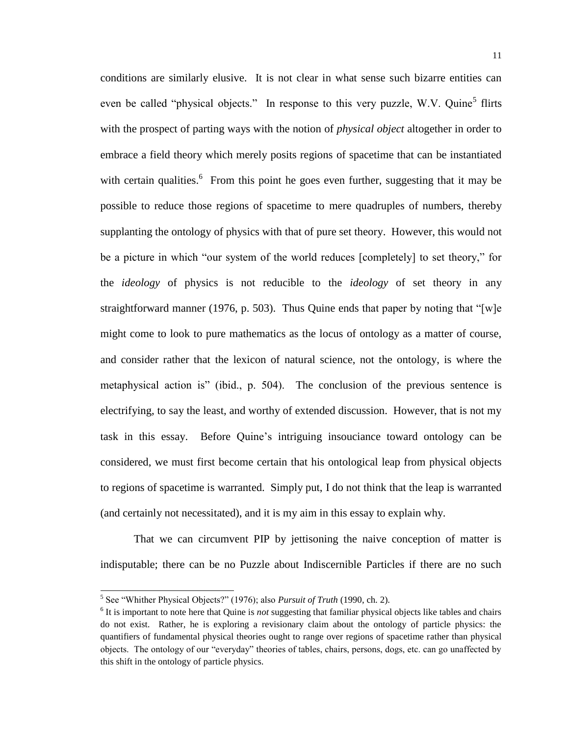conditions are similarly elusive. It is not clear in what sense such bizarre entities can even be called "physical objects." In response to this very puzzle, W.V. Quine[5] flirts with the prospect of parting ways with the notion of *physical object* altogether in order to embrace a field theory which merely posits regions of spacetime that can be instantiated with certain qualities.[6] From this point he goes even further, suggesting that it may be possible to reduce those regions of spacetime to mere quadruples of numbers, thereby supplanting the ontology of physics with that of pure set theory. However, this would not be a picture in which "our system of the world reduces [completely] to set theory," for the *ideology* of physics is not reducible to the *ideology* of set theory in any straightforward manner (1976, p. 503). Thus Quine ends that paper by noting that "[w]e might come to look to pure mathematics as the locus of ontology as a matter of course, and consider rather that the lexicon of natural science, not the ontology, is where the metaphysical action is" (ibid., p. 504). The conclusion of the previous sentence is electrifying, to say the least, and worthy of extended discussion. However, that is not my task in this essay. Before Quine's intriguing insouciance toward ontology can be considered, we must first become certain that his ontological leap from physical objects to regions of spacetime is warranted. Simply put, I do not think that the leap is warranted (and certainly not necessitated), and it is my aim in this essay to explain why.

That we can circumvent PIP by jettisoning the naive conception of matter is indisputable; there can be no Puzzle about Indiscernible Particles if there are no such

---

[5] See "Whither Physical Objects?" (1976); also *Pursuit of Truth* (1990, ch. 2).

[6] It is important to note here that Quine is *not* suggesting that familiar physical objects like tables and chairs do not exist. Rather, he is exploring a revisionary claim about the ontology of particle physics: the quantifiers of fundamental physical theories ought to range over regions of spacetime rather than physical objects. The ontology of our "everyday" theories of tables, chairs, persons, dogs, etc. can go unaffected by this shift in the ontology of particle physics.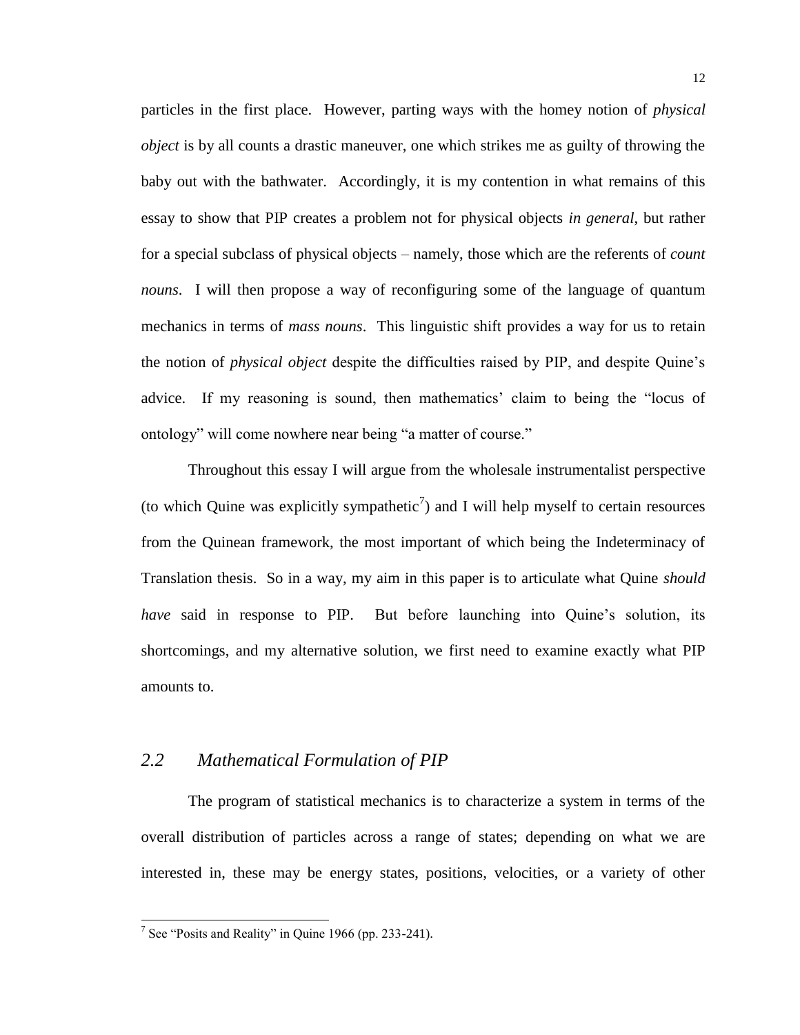particles in the first place. However, parting ways with the homey notion of *physical object* is by all counts a drastic maneuver, one which strikes me as guilty of throwing the baby out with the bathwater. Accordingly, it is my contention in what remains of this essay to show that PIP creates a problem not for physical objects *in general*, but rather for a special subclass of physical objects – namely, those which are the referents of *count nouns*. I will then propose a way of reconfiguring some of the language of quantum mechanics in terms of *mass nouns*. This linguistic shift provides a way for us to retain the notion of *physical object* despite the difficulties raised by PIP, and despite Quine's advice. If my reasoning is sound, then mathematics' claim to being the "locus of ontology" will come nowhere near being "a matter of course."

Throughout this essay I will argue from the wholesale instrumentalist perspective (to which Quine was explicitly sympathetic[7]) and I will help myself to certain resources from the Quinean framework, the most important of which being the Indeterminacy of Translation thesis. So in a way, my aim in this paper is to articulate what Quine *should have* said in response to PIP. But before launching into Quine's solution, its shortcomings, and my alternative solution, we first need to examine exactly what PIP amounts to.

## *2.2 Mathematical Formulation of PIP*

The program of statistical mechanics is to characterize a system in terms of the overall distribution of particles across a range of states; depending on what we are interested in, these may be energy states, positions, velocities, or a variety of other

[7] See "Posits and Reality" in Quine 1966 (pp. 233-241).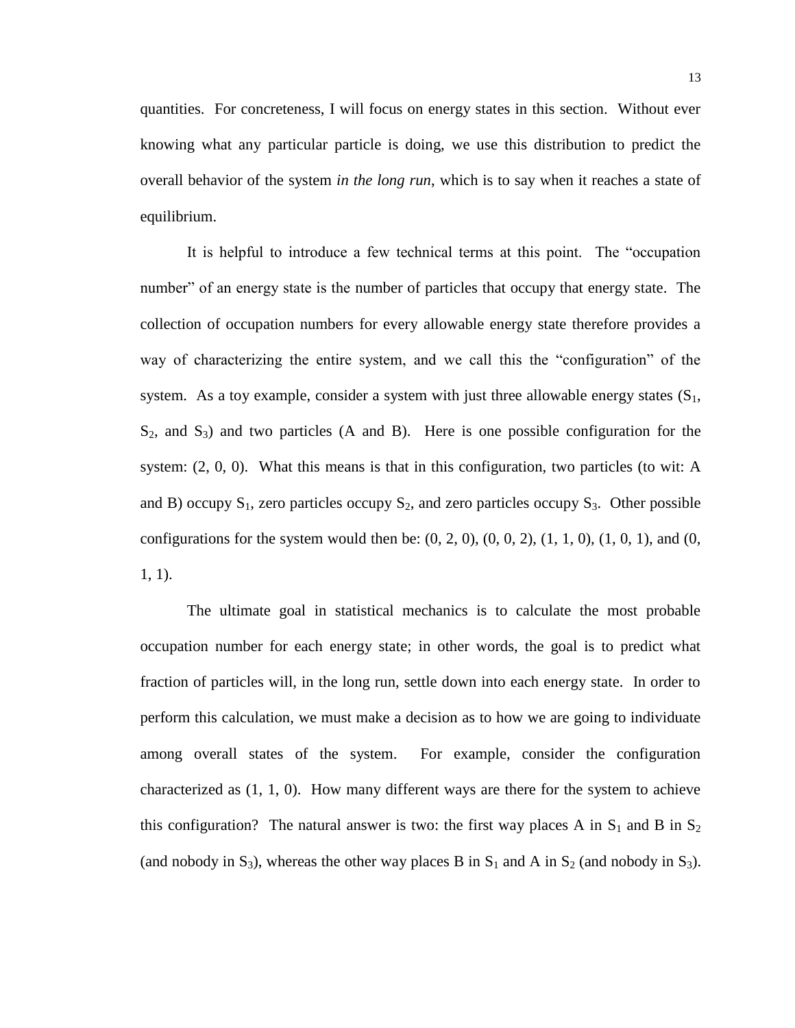quantities. For concreteness, I will focus on energy states in this section. Without ever knowing what any particular particle is doing, we use this distribution to predict the overall behavior of the system *in the long run*, which is to say when it reaches a state of equilibrium.

It is helpful to introduce a few technical terms at this point. The "occupation number" of an energy state is the number of particles that occupy that energy state. The collection of occupation numbers for every allowable energy state therefore provides a way of characterizing the entire system, and we call this the "configuration" of the system. As a toy example, consider a system with just three allowable energy states ($S_1$, $S_2$, and $S_3$) and two particles (A and B). Here is one possible configuration for the system: (2, 0, 0). What this means is that in this configuration, two particles (to wit: A and B) occupy $S_1$, zero particles occupy $S_2$, and zero particles occupy $S_3$. Other possible configurations for the system would then be: (0, 2, 0), (0, 0, 2), (1, 1, 0), (1, 0, 1), and (0, 1, 1).

The ultimate goal in statistical mechanics is to calculate the most probable occupation number for each energy state; in other words, the goal is to predict what fraction of particles will, in the long run, settle down into each energy state. In order to perform this calculation, we must make a decision as to how we are going to individuate among overall states of the system. For example, consider the configuration characterized as (1, 1, 0). How many different ways are there for the system to achieve this configuration? The natural answer is two: the first way places A in $S_1$ and B in $S_2$ (and nobody in $S_3$), whereas the other way places B in $S_1$ and A in $S_2$ (and nobody in $S_3$).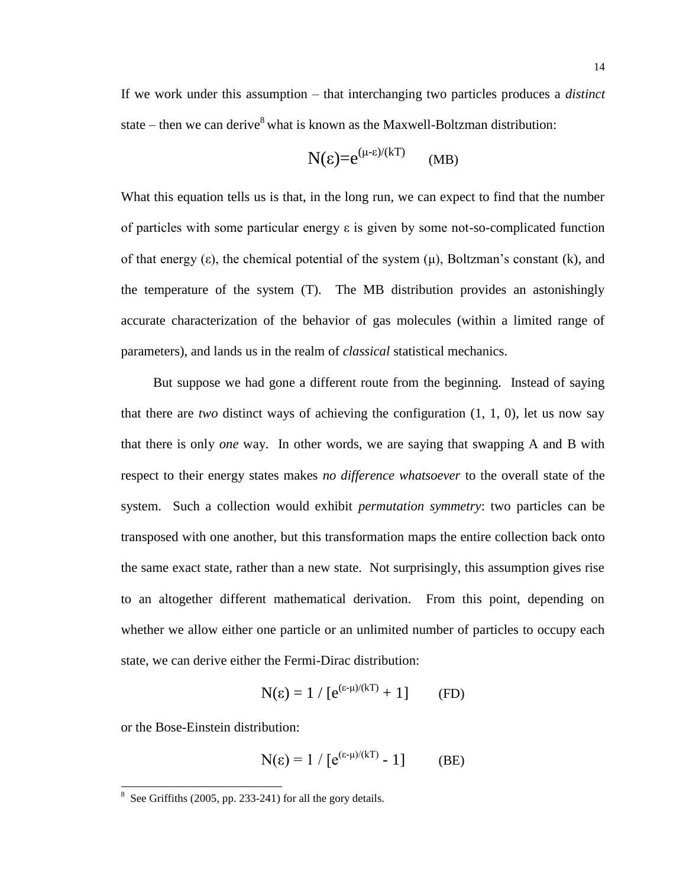If we work under this assumption – that interchanging two particles produces a *distinct* state – then we can derive[8] what is known as the Maxwell-Boltzman distribution:

$$N(\varepsilon)=e^{(\mu-\varepsilon)/(kT)} \qquad \text{(MB)}$$

What this equation tells us is that, in the long run, we can expect to find that the number of particles with some particular energy ε is given by some not-so-complicated function of that energy (ε), the chemical potential of the system (μ), Boltzman's constant (k), and the temperature of the system (T). The MB distribution provides an astonishingly accurate characterization of the behavior of gas molecules (within a limited range of parameters), and lands us in the realm of *classical* statistical mechanics.

But suppose we had gone a different route from the beginning. Instead of saying that there are *two* distinct ways of achieving the configuration (1, 1, 0), let us now say that there is only *one* way. In other words, we are saying that swapping A and B with respect to their energy states makes *no difference whatsoever* to the overall state of the system. Such a collection would exhibit *permutation symmetry*: two particles can be transposed with one another, but this transformation maps the entire collection back onto the same exact state, rather than a new state. Not surprisingly, this assumption gives rise to an altogether different mathematical derivation. From this point, depending on whether we allow either one particle or an unlimited number of particles to occupy each state, we can derive either the Fermi-Dirac distribution:

$$N(\varepsilon) = 1 / [e^{(\varepsilon-\mu)/(kT)} + 1] \qquad \text{(FD)}$$

or the Bose-Einstein distribution:

$$N(\varepsilon) = 1 / [e^{(\varepsilon-\mu)/(kT)} - 1] \qquad \text{(BE)}$$

[8] See Griffiths (2005, pp. 233-241) for all the gory details.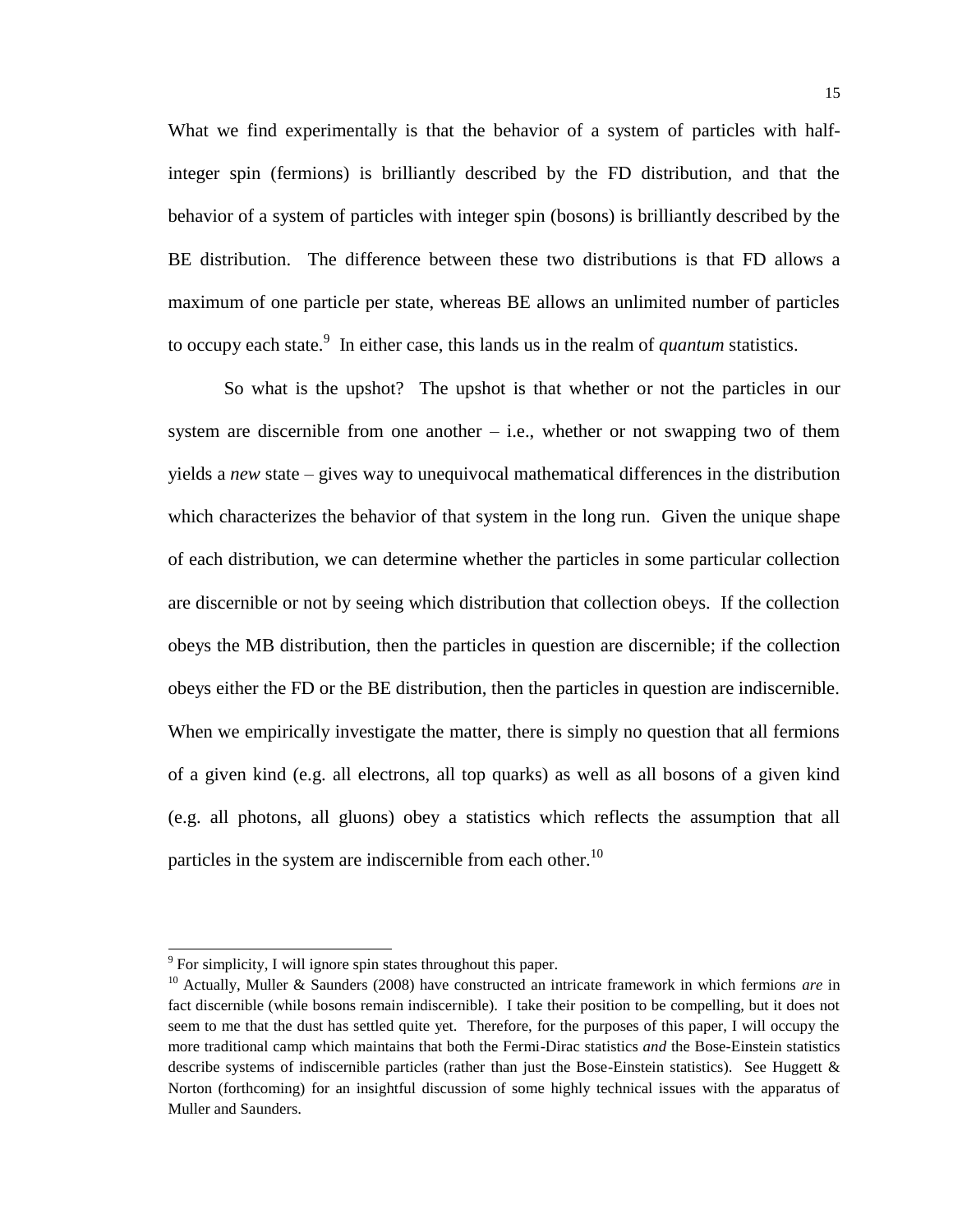What we find experimentally is that the behavior of a system of particles with half-integer spin (fermions) is brilliantly described by the FD distribution, and that the behavior of a system of particles with integer spin (bosons) is brilliantly described by the BE distribution. The difference between these two distributions is that FD allows a maximum of one particle per state, whereas BE allows an unlimited number of particles to occupy each state.[9] In either case, this lands us in the realm of *quantum* statistics.

So what is the upshot? The upshot is that whether or not the particles in our system are discernible from one another – i.e., whether or not swapping two of them yields a *new* state – gives way to unequivocal mathematical differences in the distribution which characterizes the behavior of that system in the long run. Given the unique shape of each distribution, we can determine whether the particles in some particular collection are discernible or not by seeing which distribution that collection obeys. If the collection obeys the MB distribution, then the particles in question are discernible; if the collection obeys either the FD or the BE distribution, then the particles in question are indiscernible. When we empirically investigate the matter, there is simply no question that all fermions of a given kind (e.g. all electrons, all top quarks) as well as all bosons of a given kind (e.g. all photons, all gluons) obey a statistics which reflects the assumption that all particles in the system are indiscernible from each other.[10]

---

[9] For simplicity, I will ignore spin states throughout this paper.

[10] Actually, Muller & Saunders (2008) have constructed an intricate framework in which fermions *are* in fact discernible (while bosons remain indiscernible). I take their position to be compelling, but it does not seem to me that the dust has settled quite yet. Therefore, for the purposes of this paper, I will occupy the more traditional camp which maintains that both the Fermi-Dirac statistics *and* the Bose-Einstein statistics describe systems of indiscernible particles (rather than just the Bose-Einstein statistics). See Huggett & Norton (forthcoming) for an insightful discussion of some highly technical issues with the apparatus of Muller and Saunders.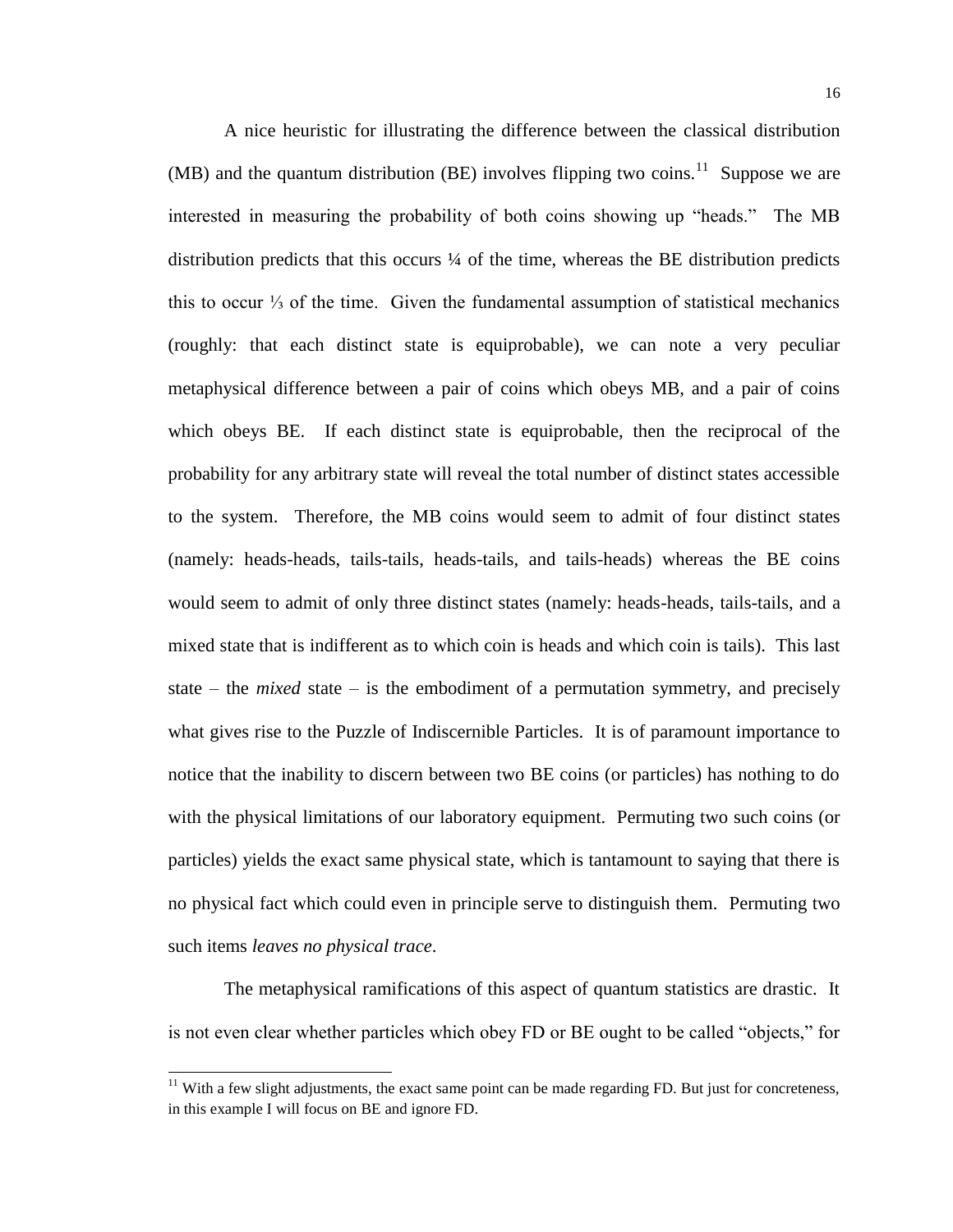A nice heuristic for illustrating the difference between the classical distribution (MB) and the quantum distribution (BE) involves flipping two coins.[11] Suppose we are interested in measuring the probability of both coins showing up "heads." The MB distribution predicts that this occurs ¼ of the time, whereas the BE distribution predicts this to occur ⅓ of the time. Given the fundamental assumption of statistical mechanics (roughly: that each distinct state is equiprobable), we can note a very peculiar metaphysical difference between a pair of coins which obeys MB, and a pair of coins which obeys BE. If each distinct state is equiprobable, then the reciprocal of the probability for any arbitrary state will reveal the total number of distinct states accessible to the system. Therefore, the MB coins would seem to admit of four distinct states (namely: heads-heads, tails-tails, heads-tails, and tails-heads) whereas the BE coins would seem to admit of only three distinct states (namely: heads-heads, tails-tails, and a mixed state that is indifferent as to which coin is heads and which coin is tails). This last state – the *mixed* state – is the embodiment of a permutation symmetry, and precisely what gives rise to the Puzzle of Indiscernible Particles. It is of paramount importance to notice that the inability to discern between two BE coins (or particles) has nothing to do with the physical limitations of our laboratory equipment. Permuting two such coins (or particles) yields the exact same physical state, which is tantamount to saying that there is no physical fact which could even in principle serve to distinguish them. Permuting two such items *leaves no physical trace*.

The metaphysical ramifications of this aspect of quantum statistics are drastic. It is not even clear whether particles which obey FD or BE ought to be called "objects," for

[11] With a few slight adjustments, the exact same point can be made regarding FD. But just for concreteness, in this example I will focus on BE and ignore FD.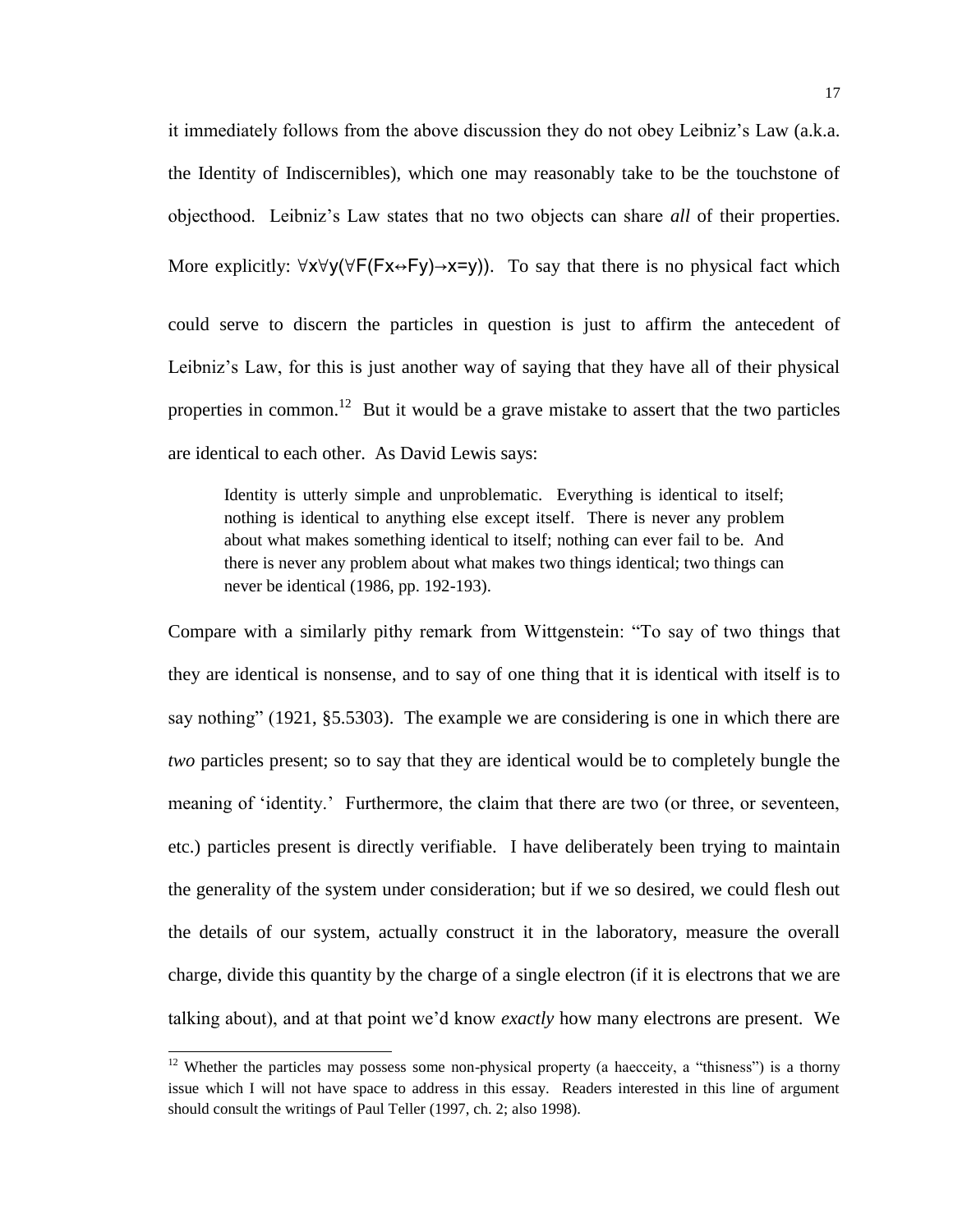it immediately follows from the above discussion they do not obey Leibniz's Law (a.k.a. the Identity of Indiscernibles), which one may reasonably take to be the touchstone of objecthood. Leibniz's Law states that no two objects can share *all* of their properties. More explicitly: $\forall x \forall y(\forall F(Fx \leftrightarrow Fy) \rightarrow x=y))$. To say that there is no physical fact which could serve to discern the particles in question is just to affirm the antecedent of Leibniz's Law, for this is just another way of saying that they have all of their physical properties in common.[12] But it would be a grave mistake to assert that the two particles are identical to each other. As David Lewis says:

> Identity is utterly simple and unproblematic. Everything is identical to itself; nothing is identical to anything else except itself. There is never any problem about what makes something identical to itself; nothing can ever fail to be. And there is never any problem about what makes two things identical; two things can never be identical (1986, pp. 192-193).

Compare with a similarly pithy remark from Wittgenstein: "To say of two things that they are identical is nonsense, and to say of one thing that it is identical with itself is to say nothing" (1921, §5.5303). The example we are considering is one in which there are *two* particles present; so to say that they are identical would be to completely bungle the meaning of 'identity.' Furthermore, the claim that there are two (or three, or seventeen, etc.) particles present is directly verifiable. I have deliberately been trying to maintain the generality of the system under consideration; but if we so desired, we could flesh out the details of our system, actually construct it in the laboratory, measure the overall charge, divide this quantity by the charge of a single electron (if it is electrons that we are talking about), and at that point we'd know *exactly* how many electrons are present. We

[12] Whether the particles may possess some non-physical property (a haecceity, a "thisness") is a thorny issue which I will not have space to address in this essay. Readers interested in this line of argument should consult the writings of Paul Teller (1997, ch. 2; also 1998).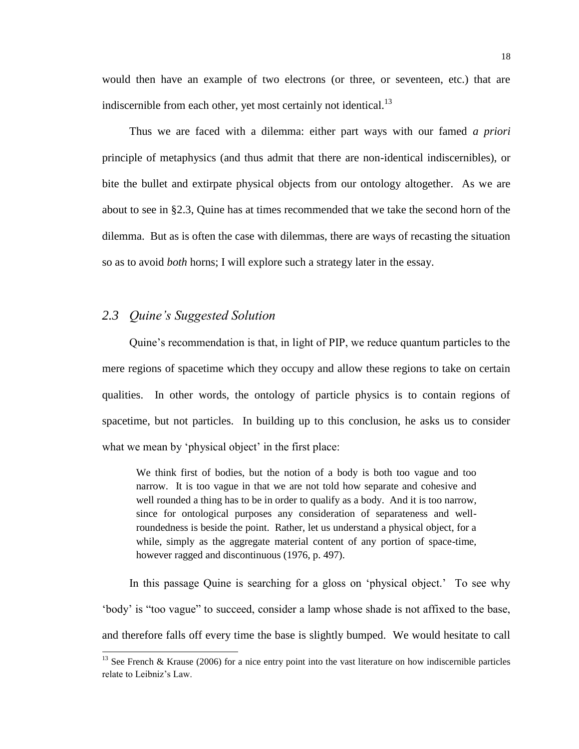would then have an example of two electrons (or three, or seventeen, etc.) that are indiscernible from each other, yet most certainly not identical.[13]

Thus we are faced with a dilemma: either part ways with our famed *a priori* principle of metaphysics (and thus admit that there are non-identical indiscernibles), or bite the bullet and extirpate physical objects from our ontology altogether. As we are about to see in §2.3, Quine has at times recommended that we take the second horn of the dilemma. But as is often the case with dilemmas, there are ways of recasting the situation so as to avoid *both* horns; I will explore such a strategy later in the essay.

## *2.3 Quine's Suggested Solution*

Quine's recommendation is that, in light of PIP, we reduce quantum particles to the mere regions of spacetime which they occupy and allow these regions to take on certain qualities. In other words, the ontology of particle physics is to contain regions of spacetime, but not particles. In building up to this conclusion, he asks us to consider what we mean by 'physical object' in the first place:

> We think first of bodies, but the notion of a body is both too vague and too narrow. It is too vague in that we are not told how separate and cohesive and well rounded a thing has to be in order to qualify as a body. And it is too narrow, since for ontological purposes any consideration of separateness and well-roundedness is beside the point. Rather, let us understand a physical object, for a while, simply as the aggregate material content of any portion of space-time, however ragged and discontinuous (1976, p. 497).

In this passage Quine is searching for a gloss on 'physical object.' To see why 'body' is "too vague" to succeed, consider a lamp whose shade is not affixed to the base, and therefore falls off every time the base is slightly bumped. We would hesitate to call

---

[13] See French & Krause (2006) for a nice entry point into the vast literature on how indiscernible particles relate to Leibniz's Law.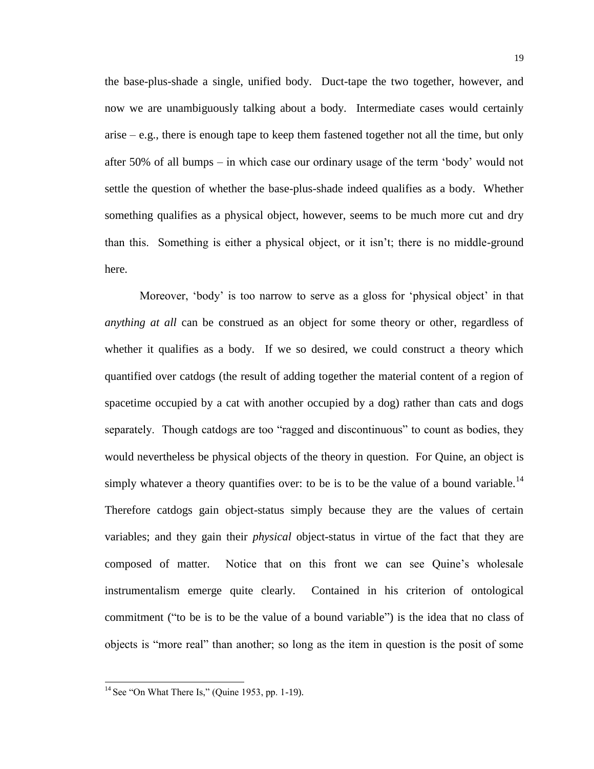the base-plus-shade a single, unified body. Duct-tape the two together, however, and now we are unambiguously talking about a body. Intermediate cases would certainly arise – e.g., there is enough tape to keep them fastened together not all the time, but only after 50% of all bumps – in which case our ordinary usage of the term 'body' would not settle the question of whether the base-plus-shade indeed qualifies as a body. Whether something qualifies as a physical object, however, seems to be much more cut and dry than this. Something is either a physical object, or it isn't; there is no middle-ground here.

Moreover, 'body' is too narrow to serve as a gloss for 'physical object' in that *anything at all* can be construed as an object for some theory or other, regardless of whether it qualifies as a body. If we so desired, we could construct a theory which quantified over catdogs (the result of adding together the material content of a region of spacetime occupied by a cat with another occupied by a dog) rather than cats and dogs separately. Though catdogs are too "ragged and discontinuous" to count as bodies, they would nevertheless be physical objects of the theory in question. For Quine, an object is simply whatever a theory quantifies over: to be is to be the value of a bound variable.[14] Therefore catdogs gain object-status simply because they are the values of certain variables; and they gain their *physical* object-status in virtue of the fact that they are composed of matter. Notice that on this front we can see Quine's wholesale instrumentalism emerge quite clearly. Contained in his criterion of ontological commitment ("to be is to be the value of a bound variable") is the idea that no class of objects is "more real" than another; so long as the item in question is the posit of some

[14] See "On What There Is," (Quine 1953, pp. 1-19).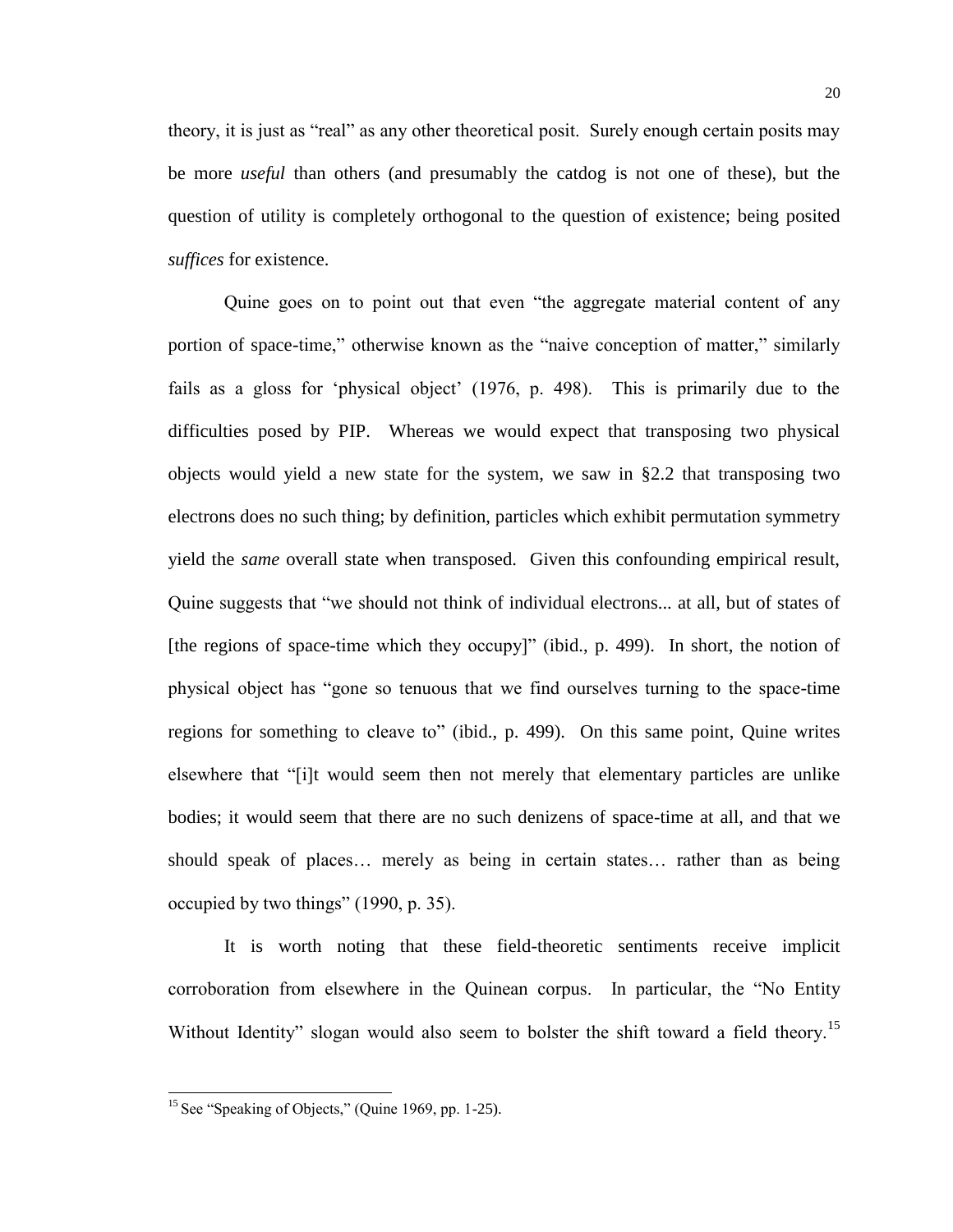theory, it is just as "real" as any other theoretical posit. Surely enough certain posits may be more *useful* than others (and presumably the catdog is not one of these), but the question of utility is completely orthogonal to the question of existence; being posited *suffices* for existence.

Quine goes on to point out that even "the aggregate material content of any portion of space-time," otherwise known as the "naive conception of matter," similarly fails as a gloss for 'physical object' (1976, p. 498). This is primarily due to the difficulties posed by PIP. Whereas we would expect that transposing two physical objects would yield a new state for the system, we saw in §2.2 that transposing two electrons does no such thing; by definition, particles which exhibit permutation symmetry yield the *same* overall state when transposed. Given this confounding empirical result, Quine suggests that "we should not think of individual electrons... at all, but of states of [the regions of space-time which they occupy]" (ibid., p. 499). In short, the notion of physical object has "gone so tenuous that we find ourselves turning to the space-time regions for something to cleave to" (ibid., p. 499). On this same point, Quine writes elsewhere that "[i]t would seem then not merely that elementary particles are unlike bodies; it would seem that there are no such denizens of space-time at all, and that we should speak of places… merely as being in certain states… rather than as being occupied by two things" (1990, p. 35).

It is worth noting that these field-theoretic sentiments receive implicit corroboration from elsewhere in the Quinean corpus. In particular, the "No Entity Without Identity" slogan would also seem to bolster the shift toward a field theory.[15]

[15] See "Speaking of Objects," (Quine 1969, pp. 1-25).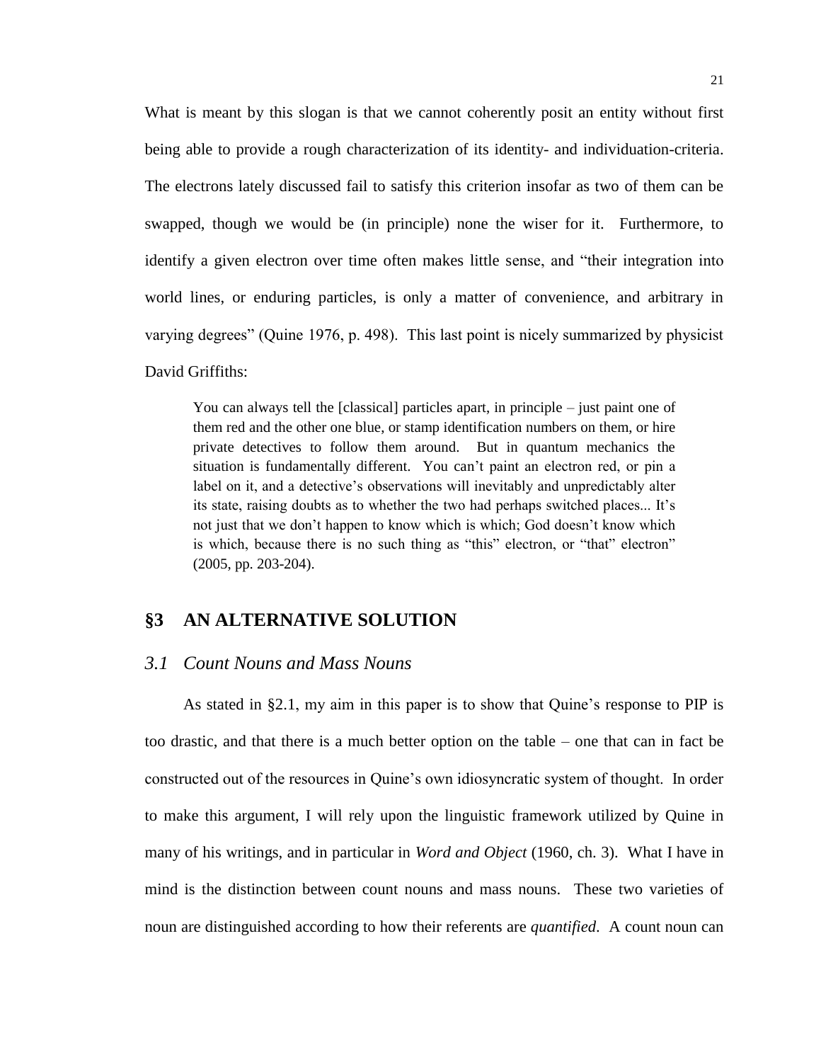What is meant by this slogan is that we cannot coherently posit an entity without first being able to provide a rough characterization of its identity- and individuation-criteria. The electrons lately discussed fail to satisfy this criterion insofar as two of them can be swapped, though we would be (in principle) none the wiser for it. Furthermore, to identify a given electron over time often makes little sense, and "their integration into world lines, or enduring particles, is only a matter of convenience, and arbitrary in varying degrees" (Quine 1976, p. 498). This last point is nicely summarized by physicist David Griffiths:

> You can always tell the [classical] particles apart, in principle – just paint one of them red and the other one blue, or stamp identification numbers on them, or hire private detectives to follow them around. But in quantum mechanics the situation is fundamentally different. You can't paint an electron red, or pin a label on it, and a detective's observations will inevitably and unpredictably alter its state, raising doubts as to whether the two had perhaps switched places... It's not just that we don't happen to know which is which; God doesn't know which is which, because there is no such thing as "this" electron, or "that" electron" (2005, pp. 203-204).

## §3 AN ALTERNATIVE SOLUTION

### *3.1 Count Nouns and Mass Nouns*

As stated in §2.1, my aim in this paper is to show that Quine's response to PIP is too drastic, and that there is a much better option on the table – one that can in fact be constructed out of the resources in Quine's own idiosyncratic system of thought. In order to make this argument, I will rely upon the linguistic framework utilized by Quine in many of his writings, and in particular in *Word and Object* (1960, ch. 3). What I have in mind is the distinction between count nouns and mass nouns. These two varieties of noun are distinguished according to how their referents are *quantified*. A count noun can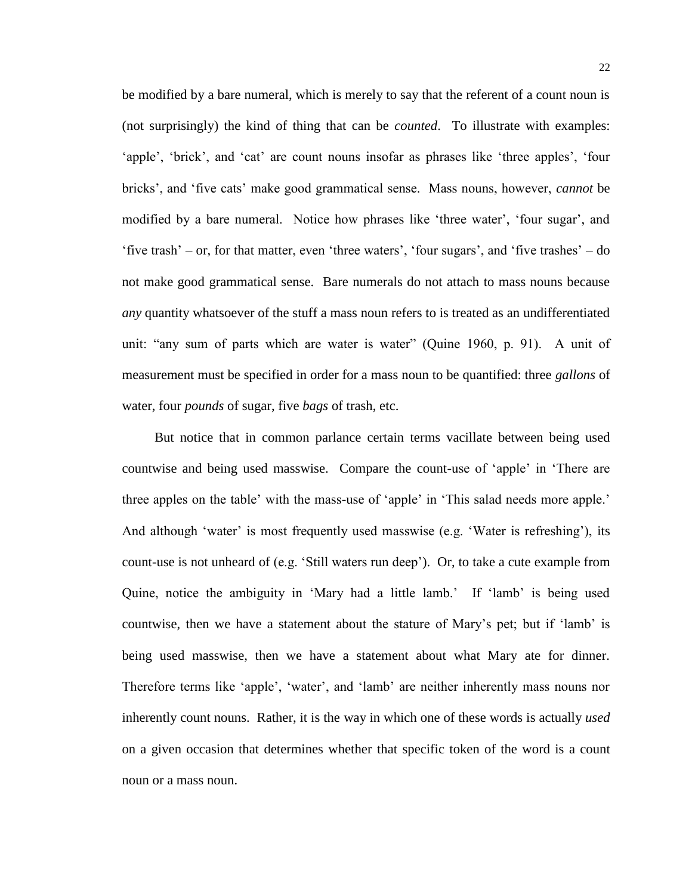be modified by a bare numeral, which is merely to say that the referent of a count noun is (not surprisingly) the kind of thing that can be *counted*. To illustrate with examples: ‘apple’, ‘brick’, and ‘cat’ are count nouns insofar as phrases like ‘three apples’, ‘four bricks’, and ‘five cats’ make good grammatical sense. Mass nouns, however, *cannot* be modified by a bare numeral. Notice how phrases like ‘three water’, ‘four sugar’, and ‘five trash’ – or, for that matter, even ‘three waters’, ‘four sugars’, and ‘five trashes’ – do not make good grammatical sense. Bare numerals do not attach to mass nouns because *any* quantity whatsoever of the stuff a mass noun refers to is treated as an undifferentiated unit: “any sum of parts which are water is water” (Quine 1960, p. 91). A unit of measurement must be specified in order for a mass noun to be quantified: three *gallons* of water, four *pounds* of sugar, five *bags* of trash, etc.

But notice that in common parlance certain terms vacillate between being used countwise and being used masswise. Compare the count-use of ‘apple’ in ‘There are three apples on the table’ with the mass-use of ‘apple’ in ‘This salad needs more apple.’ And although ‘water’ is most frequently used masswise (e.g. ‘Water is refreshing’), its count-use is not unheard of (e.g. ‘Still waters run deep’). Or, to take a cute example from Quine, notice the ambiguity in ‘Mary had a little lamb.’ If ‘lamb’ is being used countwise, then we have a statement about the stature of Mary’s pet; but if ‘lamb’ is being used masswise, then we have a statement about what Mary ate for dinner. Therefore terms like ‘apple’, ‘water’, and ‘lamb’ are neither inherently mass nouns nor inherently count nouns. Rather, it is the way in which one of these words is actually *used* on a given occasion that determines whether that specific token of the word is a count noun or a mass noun.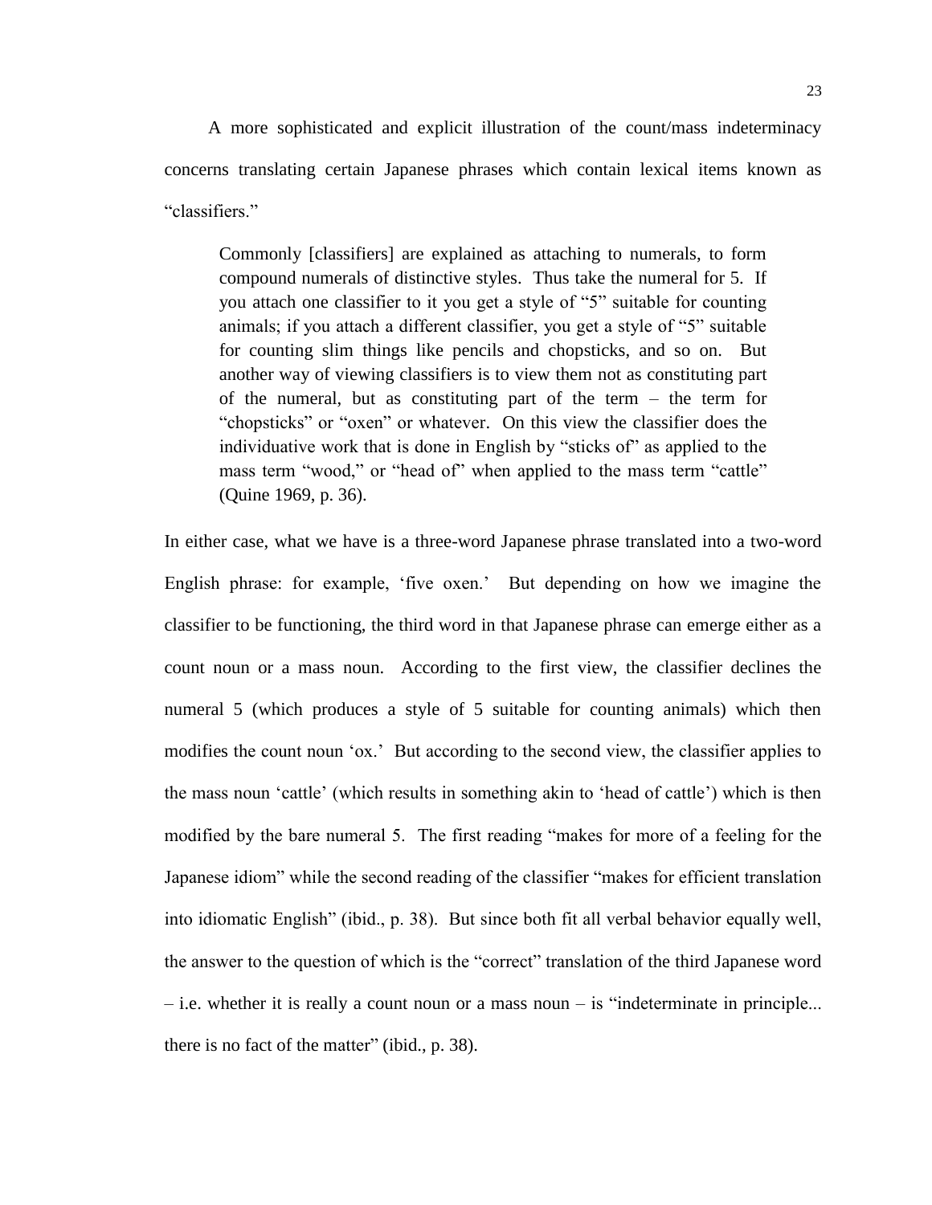A more sophisticated and explicit illustration of the count/mass indeterminacy concerns translating certain Japanese phrases which contain lexical items known as "classifiers."

> Commonly [classifiers] are explained as attaching to numerals, to form compound numerals of distinctive styles. Thus take the numeral for 5. If you attach one classifier to it you get a style of "5" suitable for counting animals; if you attach a different classifier, you get a style of "5" suitable for counting slim things like pencils and chopsticks, and so on. But another way of viewing classifiers is to view them not as constituting part of the numeral, but as constituting part of the term – the term for "chopsticks" or "oxen" or whatever. On this view the classifier does the individuative work that is done in English by "sticks of" as applied to the mass term "wood," or "head of" when applied to the mass term "cattle" (Quine 1969, p. 36).

In either case, what we have is a three-word Japanese phrase translated into a two-word English phrase: for example, 'five oxen.' But depending on how we imagine the classifier to be functioning, the third word in that Japanese phrase can emerge either as a count noun or a mass noun. According to the first view, the classifier declines the numeral 5 (which produces a style of 5 suitable for counting animals) which then modifies the count noun 'ox.' But according to the second view, the classifier applies to the mass noun 'cattle' (which results in something akin to 'head of cattle') which is then modified by the bare numeral 5. The first reading "makes for more of a feeling for the Japanese idiom" while the second reading of the classifier "makes for efficient translation into idiomatic English" (ibid., p. 38). But since both fit all verbal behavior equally well, the answer to the question of which is the "correct" translation of the third Japanese word – i.e. whether it is really a count noun or a mass noun – is "indeterminate in principle... there is no fact of the matter" (ibid., p. 38).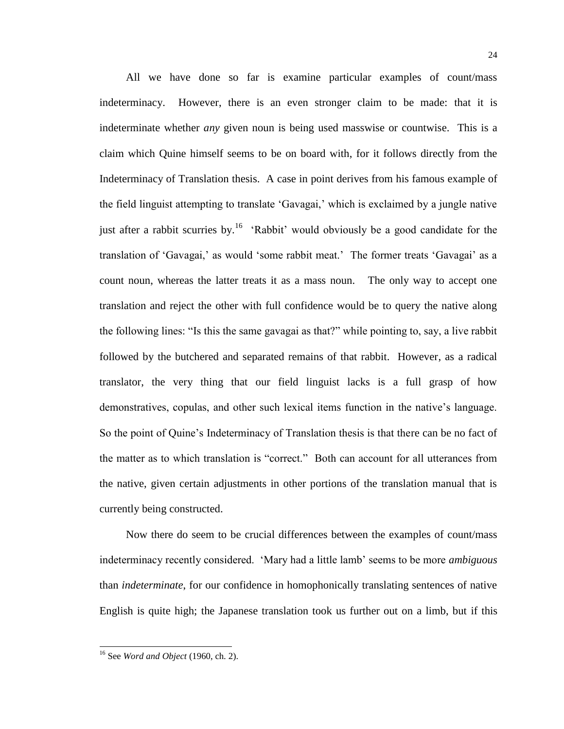All we have done so far is examine particular examples of count/mass indeterminacy. However, there is an even stronger claim to be made: that it is indeterminate whether *any* given noun is being used masswise or countwise. This is a claim which Quine himself seems to be on board with, for it follows directly from the Indeterminacy of Translation thesis. A case in point derives from his famous example of the field linguist attempting to translate 'Gavagai,' which is exclaimed by a jungle native just after a rabbit scurries by.[16] 'Rabbit' would obviously be a good candidate for the translation of 'Gavagai,' as would 'some rabbit meat.' The former treats 'Gavagai' as a count noun, whereas the latter treats it as a mass noun. The only way to accept one translation and reject the other with full confidence would be to query the native along the following lines: "Is this the same gavagai as that?" while pointing to, say, a live rabbit followed by the butchered and separated remains of that rabbit. However, as a radical translator, the very thing that our field linguist lacks is a full grasp of how demonstratives, copulas, and other such lexical items function in the native's language. So the point of Quine's Indeterminacy of Translation thesis is that there can be no fact of the matter as to which translation is "correct." Both can account for all utterances from the native, given certain adjustments in other portions of the translation manual that is currently being constructed.

Now there do seem to be crucial differences between the examples of count/mass indeterminacy recently considered. 'Mary had a little lamb' seems to be more *ambiguous* than *indeterminate*, for our confidence in homophonically translating sentences of native English is quite high; the Japanese translation took us further out on a limb, but if this

---

[16] See *Word and Object* (1960, ch. 2).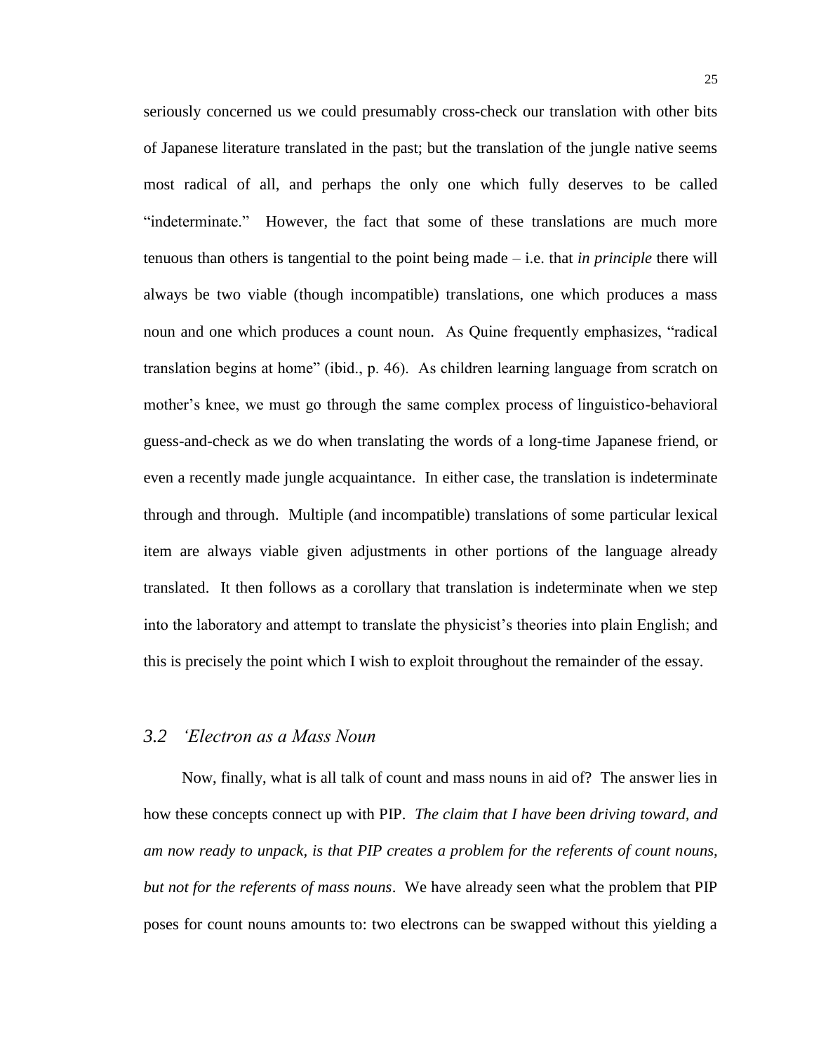seriously concerned us we could presumably cross-check our translation with other bits of Japanese literature translated in the past; but the translation of the jungle native seems most radical of all, and perhaps the only one which fully deserves to be called "indeterminate." However, the fact that some of these translations are much more tenuous than others is tangential to the point being made – i.e. that *in principle* there will always be two viable (though incompatible) translations, one which produces a mass noun and one which produces a count noun. As Quine frequently emphasizes, "radical translation begins at home" (ibid., p. 46). As children learning language from scratch on mother's knee, we must go through the same complex process of linguistico-behavioral guess-and-check as we do when translating the words of a long-time Japanese friend, or even a recently made jungle acquaintance. In either case, the translation is indeterminate through and through. Multiple (and incompatible) translations of some particular lexical item are always viable given adjustments in other portions of the language already translated. It then follows as a corollary that translation is indeterminate when we step into the laboratory and attempt to translate the physicist's theories into plain English; and this is precisely the point which I wish to exploit throughout the remainder of the essay.

## *3.2 'Electron as a Mass Noun*

Now, finally, what is all talk of count and mass nouns in aid of? The answer lies in how these concepts connect up with PIP. *The claim that I have been driving toward, and am now ready to unpack, is that PIP creates a problem for the referents of count nouns, but not for the referents of mass nouns*. We have already seen what the problem that PIP poses for count nouns amounts to: two electrons can be swapped without this yielding a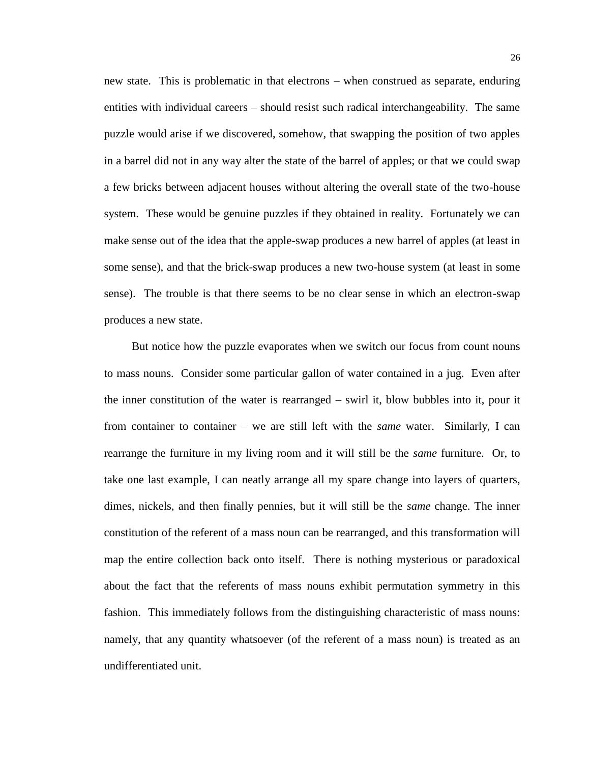new state. This is problematic in that electrons – when construed as separate, enduring entities with individual careers – should resist such radical interchangeability. The same puzzle would arise if we discovered, somehow, that swapping the position of two apples in a barrel did not in any way alter the state of the barrel of apples; or that we could swap a few bricks between adjacent houses without altering the overall state of the two-house system. These would be genuine puzzles if they obtained in reality. Fortunately we can make sense out of the idea that the apple-swap produces a new barrel of apples (at least in some sense), and that the brick-swap produces a new two-house system (at least in some sense). The trouble is that there seems to be no clear sense in which an electron-swap produces a new state.

But notice how the puzzle evaporates when we switch our focus from count nouns to mass nouns. Consider some particular gallon of water contained in a jug. Even after the inner constitution of the water is rearranged – swirl it, blow bubbles into it, pour it from container to container – we are still left with the *same* water. Similarly, I can rearrange the furniture in my living room and it will still be the *same* furniture. Or, to take one last example, I can neatly arrange all my spare change into layers of quarters, dimes, nickels, and then finally pennies, but it will still be the *same* change. The inner constitution of the referent of a mass noun can be rearranged, and this transformation will map the entire collection back onto itself. There is nothing mysterious or paradoxical about the fact that the referents of mass nouns exhibit permutation symmetry in this fashion. This immediately follows from the distinguishing characteristic of mass nouns: namely, that any quantity whatsoever (of the referent of a mass noun) is treated as an undifferentiated unit.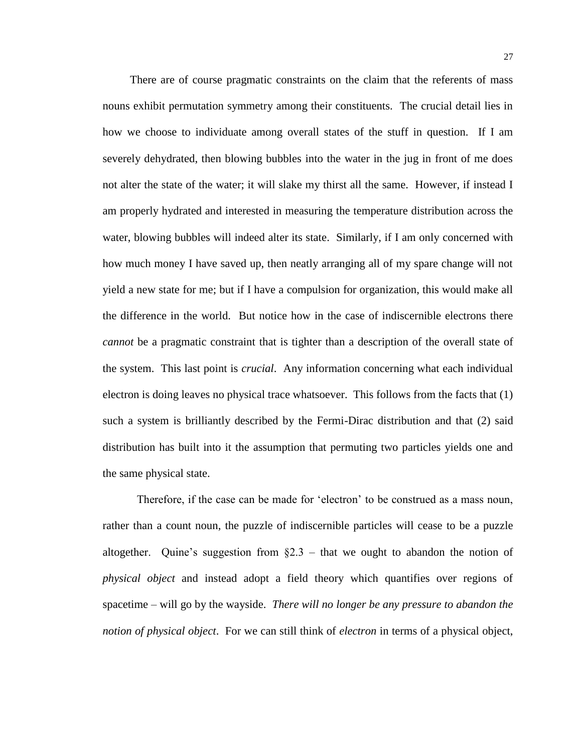There are of course pragmatic constraints on the claim that the referents of mass nouns exhibit permutation symmetry among their constituents. The crucial detail lies in how we choose to individuate among overall states of the stuff in question. If I am severely dehydrated, then blowing bubbles into the water in the jug in front of me does not alter the state of the water; it will slake my thirst all the same. However, if instead I am properly hydrated and interested in measuring the temperature distribution across the water, blowing bubbles will indeed alter its state. Similarly, if I am only concerned with how much money I have saved up, then neatly arranging all of my spare change will not yield a new state for me; but if I have a compulsion for organization, this would make all the difference in the world. But notice how in the case of indiscernible electrons there *cannot* be a pragmatic constraint that is tighter than a description of the overall state of the system. This last point is *crucial*. Any information concerning what each individual electron is doing leaves no physical trace whatsoever. This follows from the facts that (1) such a system is brilliantly described by the Fermi-Dirac distribution and that (2) said distribution has built into it the assumption that permuting two particles yields one and the same physical state.

Therefore, if the case can be made for 'electron' to be construed as a mass noun, rather than a count noun, the puzzle of indiscernible particles will cease to be a puzzle altogether. Quine's suggestion from §2.3 – that we ought to abandon the notion of *physical object* and instead adopt a field theory which quantifies over regions of spacetime – will go by the wayside. *There will no longer be any pressure to abandon the notion of physical object*. For we can still think of *electron* in terms of a physical object,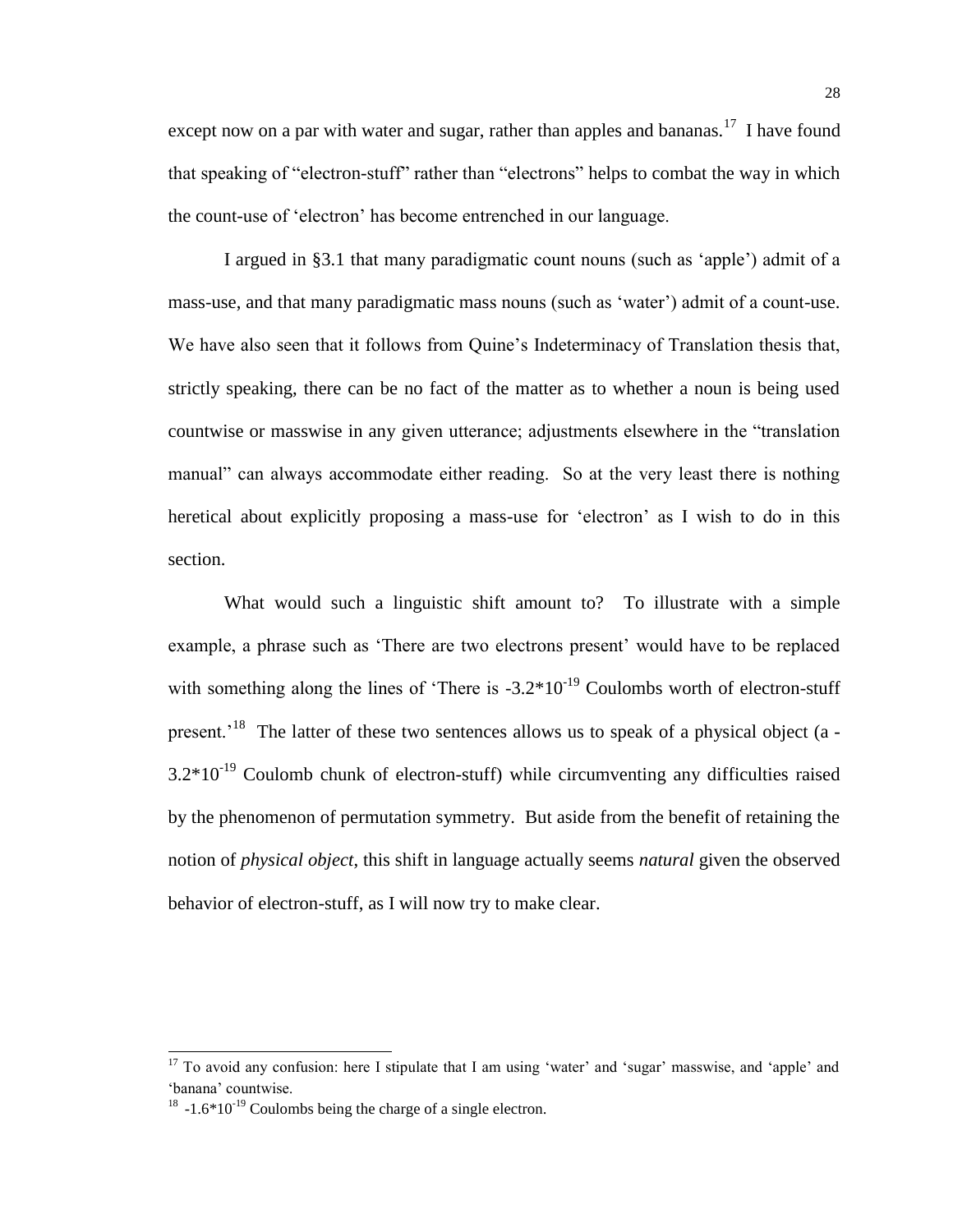except now on a par with water and sugar, rather than apples and bananas.[17] I have found that speaking of "electron-stuff" rather than "electrons" helps to combat the way in which the count-use of 'electron' has become entrenched in our language.

I argued in §3.1 that many paradigmatic count nouns (such as 'apple') admit of a mass-use, and that many paradigmatic mass nouns (such as 'water') admit of a count-use. We have also seen that it follows from Quine's Indeterminacy of Translation thesis that, strictly speaking, there can be no fact of the matter as to whether a noun is being used countwise or masswise in any given utterance; adjustments elsewhere in the "translation manual" can always accommodate either reading. So at the very least there is nothing heretical about explicitly proposing a mass-use for 'electron' as I wish to do in this section.

What would such a linguistic shift amount to? To illustrate with a simple example, a phrase such as 'There are two electrons present' would have to be replaced with something along the lines of 'There is $-3.2*10^{-19}$ Coulombs worth of electron-stuff present.'[18] The latter of these two sentences allows us to speak of a physical object (a $-3.2*10^{-19}$ Coulomb chunk of electron-stuff) while circumventing any difficulties raised by the phenomenon of permutation symmetry. But aside from the benefit of retaining the notion of *physical object*, this shift in language actually seems *natural* given the observed behavior of electron-stuff, as I will now try to make clear.

---

[17] To avoid any confusion: here I stipulate that I am using 'water' and 'sugar' masswise, and 'apple' and 'banana' countwise.

[18] $-1.6*10^{-19}$ Coulombs being the charge of a single electron.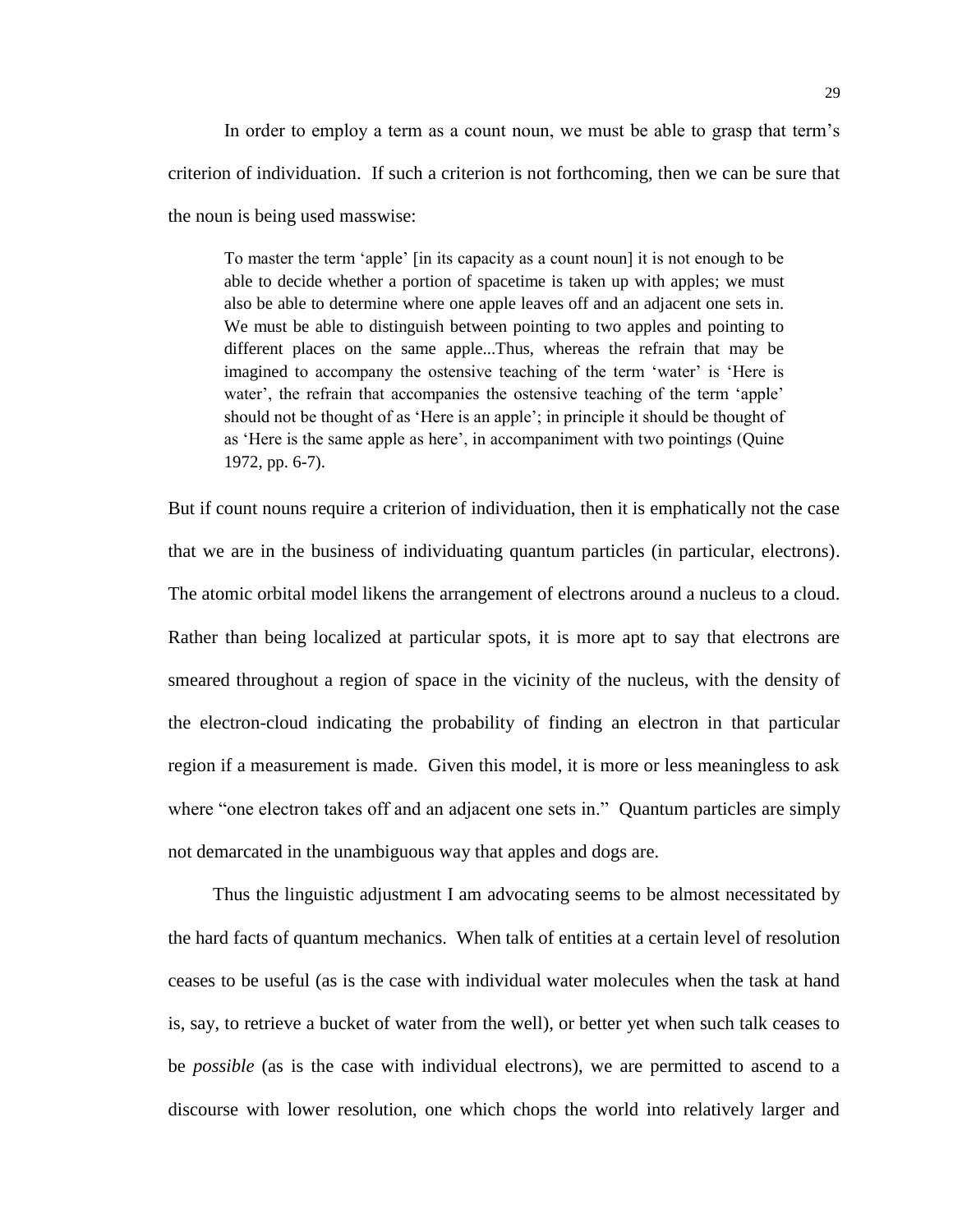In order to employ a term as a count noun, we must be able to grasp that term's criterion of individuation. If such a criterion is not forthcoming, then we can be sure that the noun is being used masswise:

> To master the term 'apple' [in its capacity as a count noun] it is not enough to be able to decide whether a portion of spacetime is taken up with apples; we must also be able to determine where one apple leaves off and an adjacent one sets in. We must be able to distinguish between pointing to two apples and pointing to different places on the same apple...Thus, whereas the refrain that may be imagined to accompany the ostensive teaching of the term 'water' is 'Here is water', the refrain that accompanies the ostensive teaching of the term 'apple' should not be thought of as 'Here is an apple'; in principle it should be thought of as 'Here is the same apple as here', in accompaniment with two pointings (Quine 1972, pp. 6-7).

But if count nouns require a criterion of individuation, then it is emphatically not the case that we are in the business of individuating quantum particles (in particular, electrons). The atomic orbital model likens the arrangement of electrons around a nucleus to a cloud. Rather than being localized at particular spots, it is more apt to say that electrons are smeared throughout a region of space in the vicinity of the nucleus, with the density of the electron-cloud indicating the probability of finding an electron in that particular region if a measurement is made. Given this model, it is more or less meaningless to ask where "one electron takes off and an adjacent one sets in." Quantum particles are simply not demarcated in the unambiguous way that apples and dogs are.

Thus the linguistic adjustment I am advocating seems to be almost necessitated by the hard facts of quantum mechanics. When talk of entities at a certain level of resolution ceases to be useful (as is the case with individual water molecules when the task at hand is, say, to retrieve a bucket of water from the well), or better yet when such talk ceases to be *possible* (as is the case with individual electrons), we are permitted to ascend to a discourse with lower resolution, one which chops the world into relatively larger and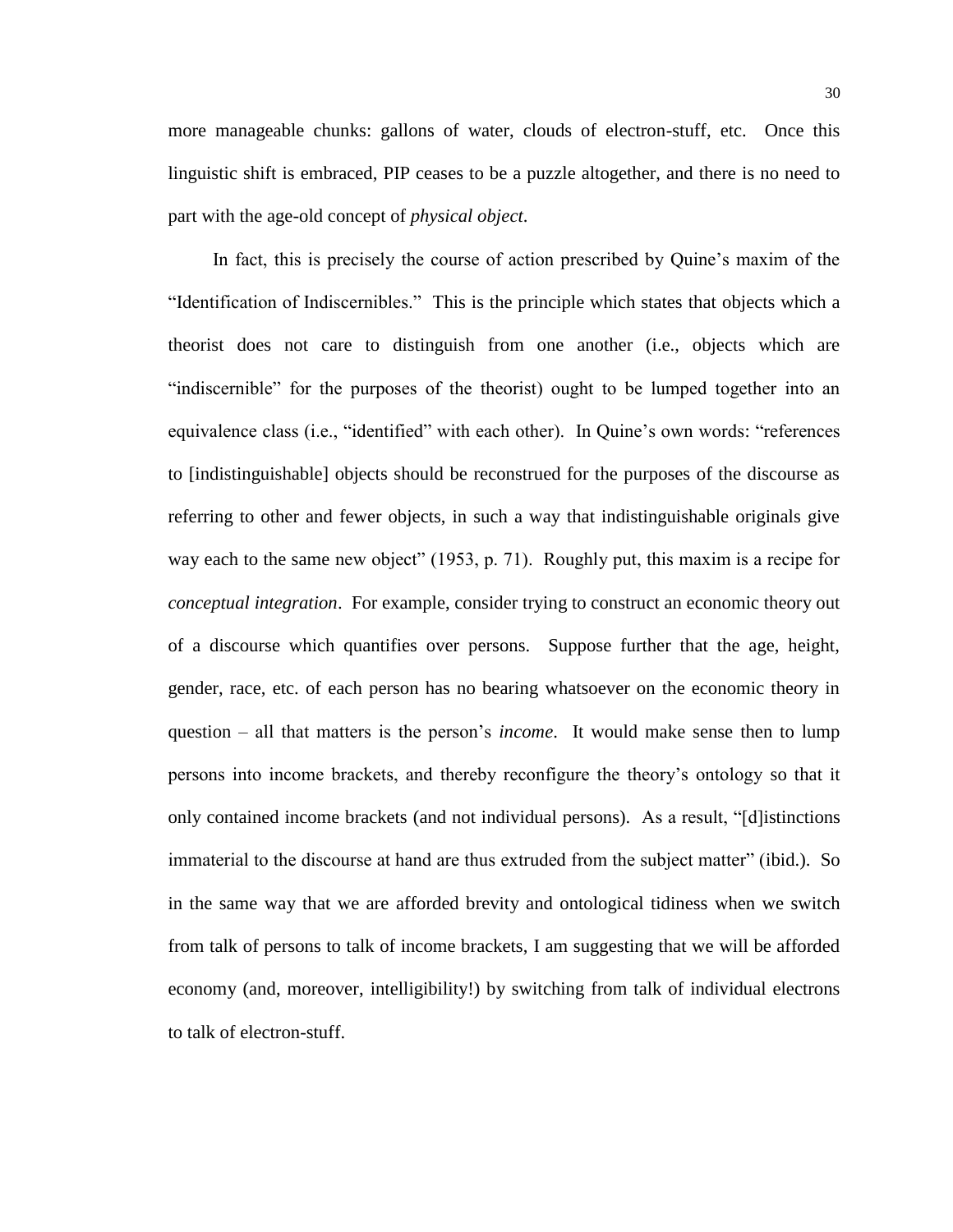more manageable chunks: gallons of water, clouds of electron-stuff, etc. Once this linguistic shift is embraced, PIP ceases to be a puzzle altogether, and there is no need to part with the age-old concept of *physical object*.

In fact, this is precisely the course of action prescribed by Quine's maxim of the "Identification of Indiscernibles." This is the principle which states that objects which a theorist does not care to distinguish from one another (i.e., objects which are "indiscernible" for the purposes of the theorist) ought to be lumped together into an equivalence class (i.e., "identified" with each other). In Quine's own words: "references to [indistinguishable] objects should be reconstrued for the purposes of the discourse as referring to other and fewer objects, in such a way that indistinguishable originals give way each to the same new object" (1953, p. 71). Roughly put, this maxim is a recipe for *conceptual integration*. For example, consider trying to construct an economic theory out of a discourse which quantifies over persons. Suppose further that the age, height, gender, race, etc. of each person has no bearing whatsoever on the economic theory in question – all that matters is the person's *income*. It would make sense then to lump persons into income brackets, and thereby reconfigure the theory's ontology so that it only contained income brackets (and not individual persons). As a result, "[d]istinctions immaterial to the discourse at hand are thus extruded from the subject matter" (ibid.). So in the same way that we are afforded brevity and ontological tidiness when we switch from talk of persons to talk of income brackets, I am suggesting that we will be afforded economy (and, moreover, intelligibility!) by switching from talk of individual electrons to talk of electron-stuff.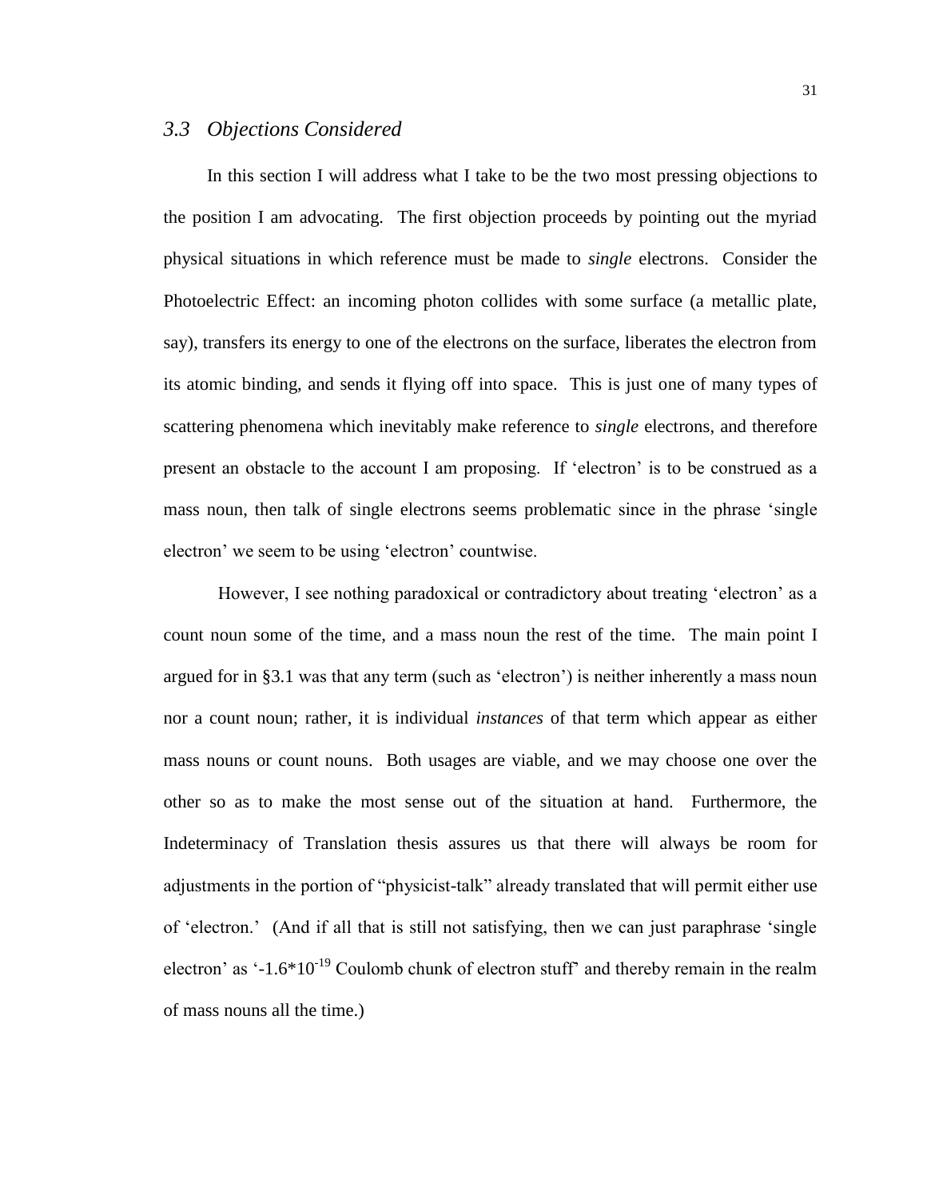## *3.3 Objections Considered*

In this section I will address what I take to be the two most pressing objections to the position I am advocating. The first objection proceeds by pointing out the myriad physical situations in which reference must be made to *single* electrons. Consider the Photoelectric Effect: an incoming photon collides with some surface (a metallic plate, say), transfers its energy to one of the electrons on the surface, liberates the electron from its atomic binding, and sends it flying off into space. This is just one of many types of scattering phenomena which inevitably make reference to *single* electrons, and therefore present an obstacle to the account I am proposing. If 'electron' is to be construed as a mass noun, then talk of single electrons seems problematic since in the phrase 'single electron' we seem to be using 'electron' countwise.

However, I see nothing paradoxical or contradictory about treating 'electron' as a count noun some of the time, and a mass noun the rest of the time. The main point I argued for in §3.1 was that any term (such as 'electron') is neither inherently a mass noun nor a count noun; rather, it is individual *instances* of that term which appear as either mass nouns or count nouns. Both usages are viable, and we may choose one over the other so as to make the most sense out of the situation at hand. Furthermore, the Indeterminacy of Translation thesis assures us that there will always be room for adjustments in the portion of "physicist-talk" already translated that will permit either use of 'electron.' (And if all that is still not satisfying, then we can just paraphrase 'single electron' as '$-1.6*10^{-19}$ Coulomb chunk of electron stuff' and thereby remain in the realm of mass nouns all the time.)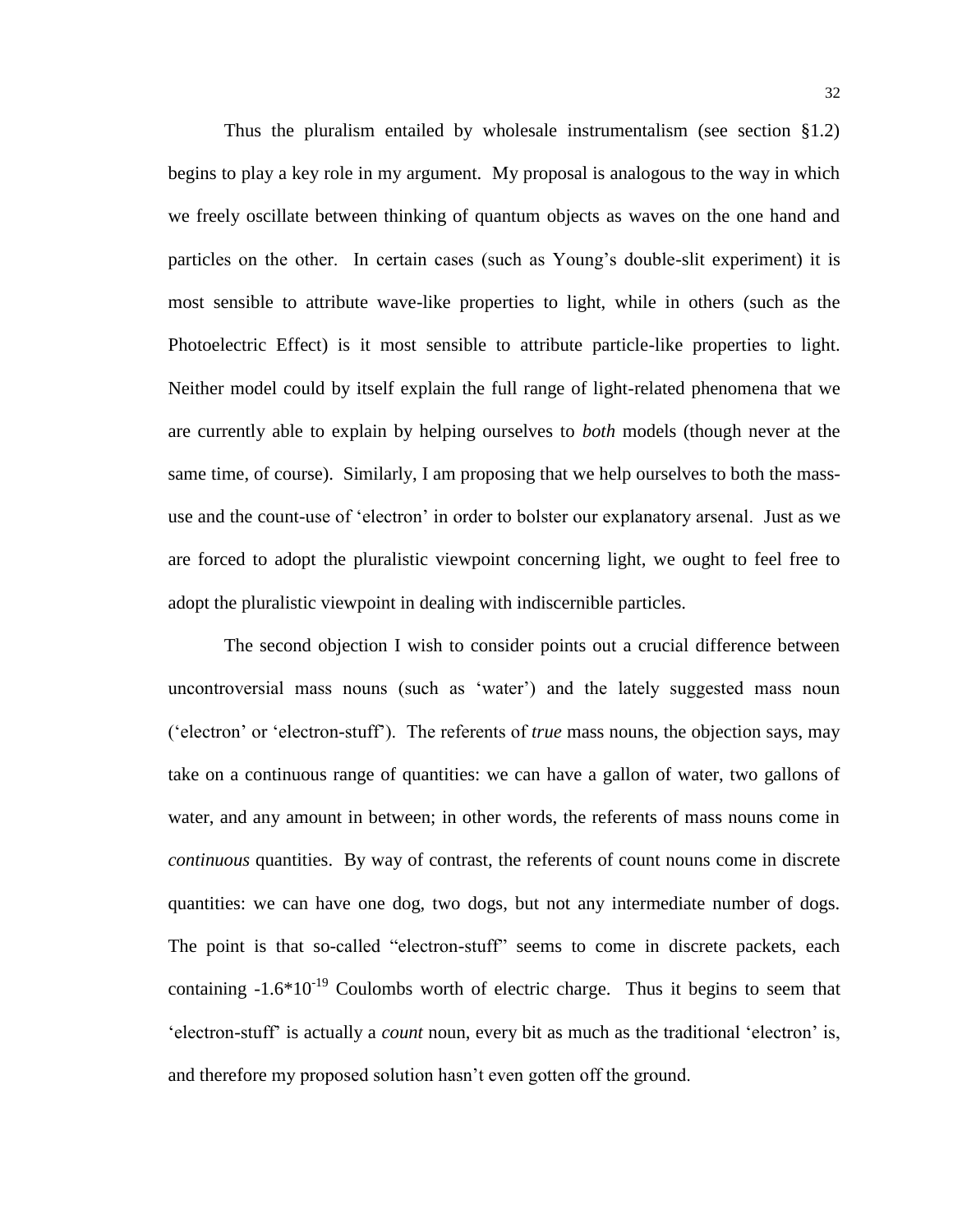Thus the pluralism entailed by wholesale instrumentalism (see section §1.2) begins to play a key role in my argument. My proposal is analogous to the way in which we freely oscillate between thinking of quantum objects as waves on the one hand and particles on the other. In certain cases (such as Young's double-slit experiment) it is most sensible to attribute wave-like properties to light, while in others (such as the Photoelectric Effect) is it most sensible to attribute particle-like properties to light. Neither model could by itself explain the full range of light-related phenomena that we are currently able to explain by helping ourselves to *both* models (though never at the same time, of course). Similarly, I am proposing that we help ourselves to both the mass-use and the count-use of 'electron' in order to bolster our explanatory arsenal. Just as we are forced to adopt the pluralistic viewpoint concerning light, we ought to feel free to adopt the pluralistic viewpoint in dealing with indiscernible particles.

The second objection I wish to consider points out a crucial difference between uncontroversial mass nouns (such as 'water') and the lately suggested mass noun ('electron' or 'electron-stuff'). The referents of *true* mass nouns, the objection says, may take on a continuous range of quantities: we can have a gallon of water, two gallons of water, and any amount in between; in other words, the referents of mass nouns come in *continuous* quantities. By way of contrast, the referents of count nouns come in discrete quantities: we can have one dog, two dogs, but not any intermediate number of dogs. The point is that so-called "electron-stuff" seems to come in discrete packets, each containing $-1.6*10^{-19}$ Coulombs worth of electric charge. Thus it begins to seem that 'electron-stuff' is actually a *count* noun, every bit as much as the traditional 'electron' is, and therefore my proposed solution hasn't even gotten off the ground.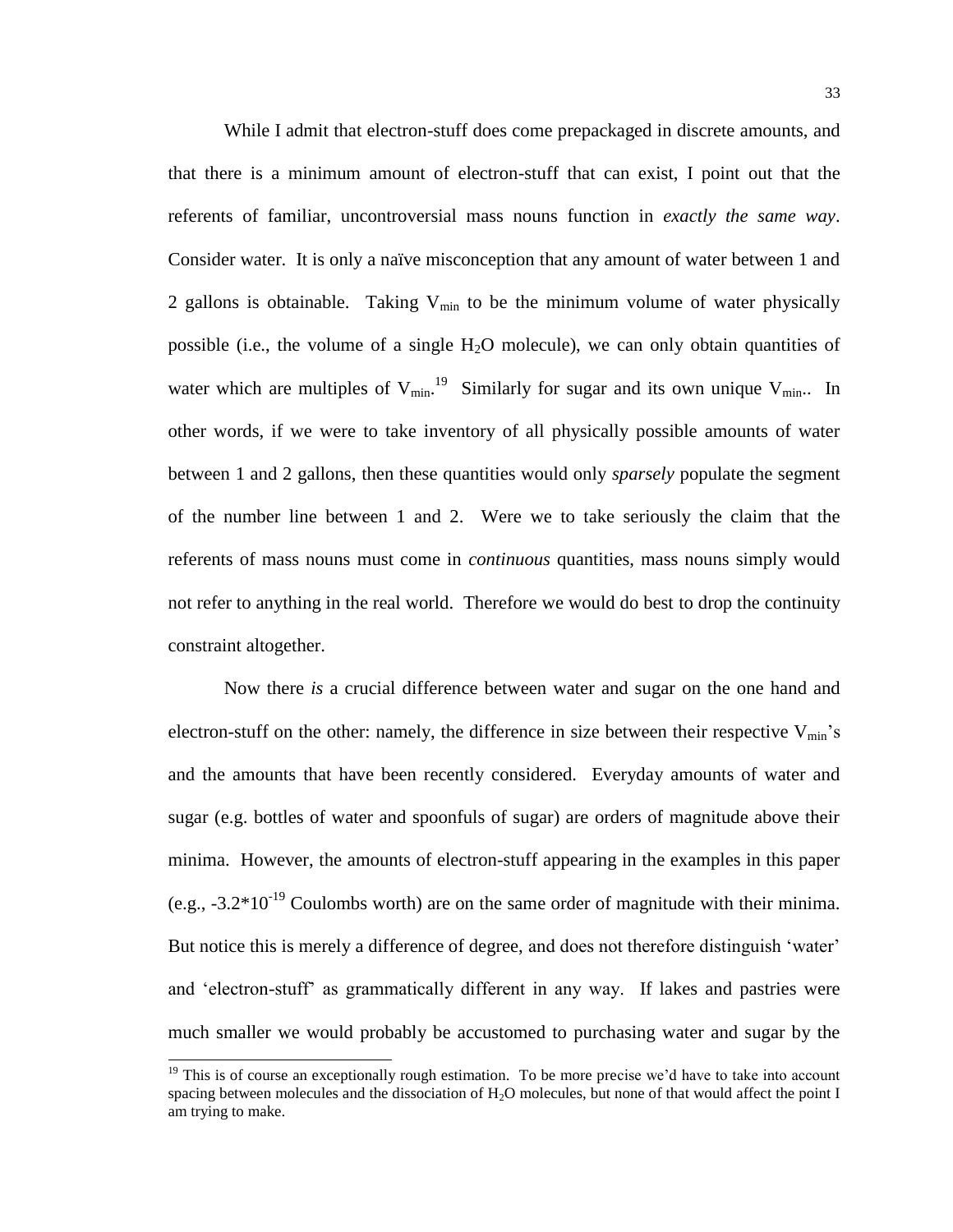While I admit that electron-stuff does come prepackaged in discrete amounts, and that there is a minimum amount of electron-stuff that can exist, I point out that the referents of familiar, uncontroversial mass nouns function in *exactly the same way*. Consider water. It is only a naïve misconception that any amount of water between 1 and 2 gallons is obtainable. Taking $V_{min}$ to be the minimum volume of water physically possible (i.e., the volume of a single $H_2O$ molecule), we can only obtain quantities of water which are multiples of $V_{min}$.[19] Similarly for sugar and its own unique $V_{min}$.. In other words, if we were to take inventory of all physically possible amounts of water between 1 and 2 gallons, then these quantities would only *sparsely* populate the segment of the number line between 1 and 2. Were we to take seriously the claim that the referents of mass nouns must come in *continuous* quantities, mass nouns simply would not refer to anything in the real world. Therefore we would do best to drop the continuity constraint altogether.

Now there *is* a crucial difference between water and sugar on the one hand and electron-stuff on the other: namely, the difference in size between their respective $V_{min}$'s and the amounts that have been recently considered. Everyday amounts of water and sugar (e.g. bottles of water and spoonfuls of sugar) are orders of magnitude above their minima. However, the amounts of electron-stuff appearing in the examples in this paper (e.g., $-3.2 * 10^{-19}$ Coulombs worth) are on the same order of magnitude with their minima. But notice this is merely a difference of degree, and does not therefore distinguish 'water' and 'electron-stuff' as grammatically different in any way. If lakes and pastries were much smaller we would probably be accustomed to purchasing water and sugar by the

---

[19] This is of course an exceptionally rough estimation. To be more precise we'd have to take into account spacing between molecules and the dissociation of $H_2O$ molecules, but none of that would affect the point I am trying to make.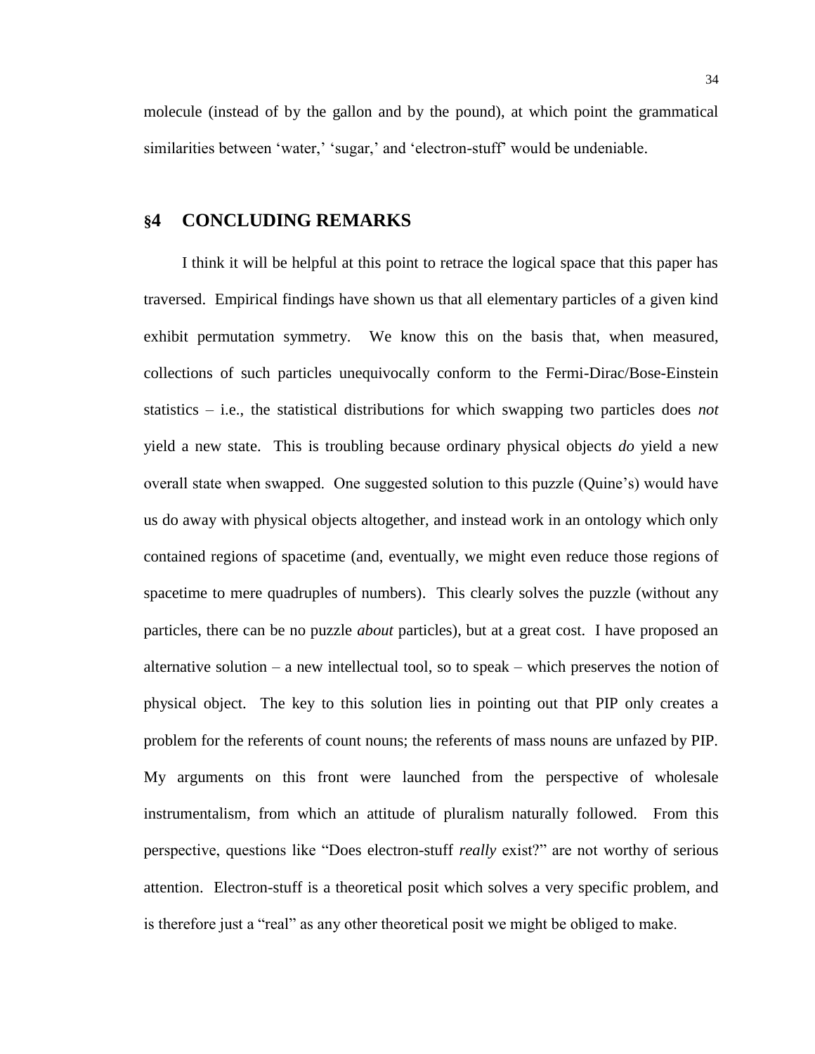molecule (instead of by the gallon and by the pound), at which point the grammatical similarities between 'water,' 'sugar,' and 'electron-stuff' would be undeniable.

## §4 CONCLUDING REMARKS

I think it will be helpful at this point to retrace the logical space that this paper has traversed. Empirical findings have shown us that all elementary particles of a given kind exhibit permutation symmetry. We know this on the basis that, when measured, collections of such particles unequivocally conform to the Fermi-Dirac/Bose-Einstein statistics – i.e., the statistical distributions for which swapping two particles does *not* yield a new state. This is troubling because ordinary physical objects *do* yield a new overall state when swapped. One suggested solution to this puzzle (Quine's) would have us do away with physical objects altogether, and instead work in an ontology which only contained regions of spacetime (and, eventually, we might even reduce those regions of spacetime to mere quadruples of numbers). This clearly solves the puzzle (without any particles, there can be no puzzle *about* particles), but at a great cost. I have proposed an alternative solution – a new intellectual tool, so to speak – which preserves the notion of physical object. The key to this solution lies in pointing out that PIP only creates a problem for the referents of count nouns; the referents of mass nouns are unfazed by PIP. My arguments on this front were launched from the perspective of wholesale instrumentalism, from which an attitude of pluralism naturally followed. From this perspective, questions like "Does electron-stuff *really* exist?" are not worthy of serious attention. Electron-stuff is a theoretical posit which solves a very specific problem, and is therefore just a "real" as any other theoretical posit we might be obliged to make.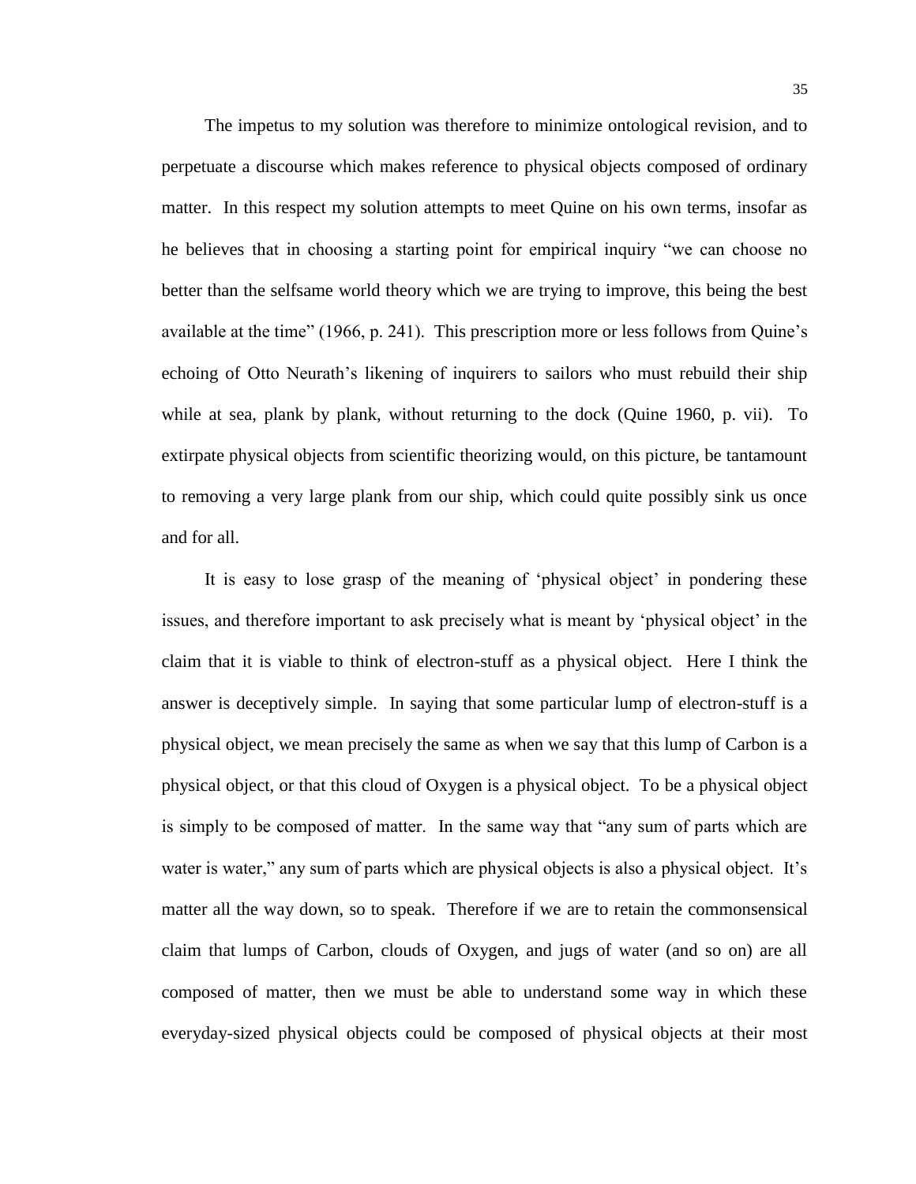The impetus to my solution was therefore to minimize ontological revision, and to perpetuate a discourse which makes reference to physical objects composed of ordinary matter. In this respect my solution attempts to meet Quine on his own terms, insofar as he believes that in choosing a starting point for empirical inquiry "we can choose no better than the selfsame world theory which we are trying to improve, this being the best available at the time" (1966, p. 241). This prescription more or less follows from Quine's echoing of Otto Neurath's likening of inquirers to sailors who must rebuild their ship while at sea, plank by plank, without returning to the dock (Quine 1960, p. vii). To extirpate physical objects from scientific theorizing would, on this picture, be tantamount to removing a very large plank from our ship, which could quite possibly sink us once and for all.

It is easy to lose grasp of the meaning of 'physical object' in pondering these issues, and therefore important to ask precisely what is meant by 'physical object' in the claim that it is viable to think of electron-stuff as a physical object. Here I think the answer is deceptively simple. In saying that some particular lump of electron-stuff is a physical object, we mean precisely the same as when we say that this lump of Carbon is a physical object, or that this cloud of Oxygen is a physical object. To be a physical object is simply to be composed of matter. In the same way that "any sum of parts which are water is water," any sum of parts which are physical objects is also a physical object. It's matter all the way down, so to speak. Therefore if we are to retain the commonsensical claim that lumps of Carbon, clouds of Oxygen, and jugs of water (and so on) are all composed of matter, then we must be able to understand some way in which these everyday-sized physical objects could be composed of physical objects at their most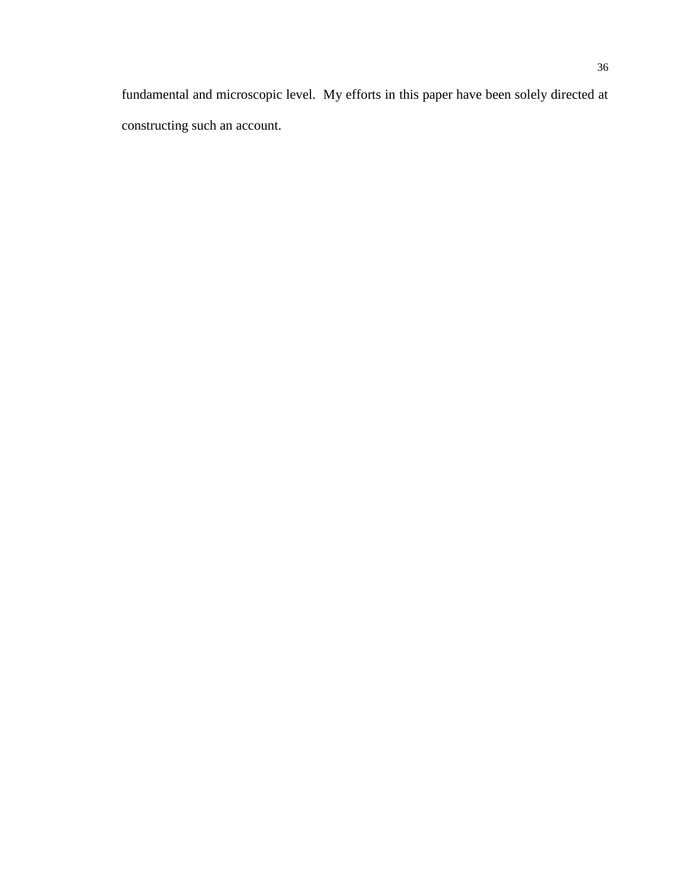fundamental and microscopic level.  My efforts in this paper have been solely directed at constructing such an account.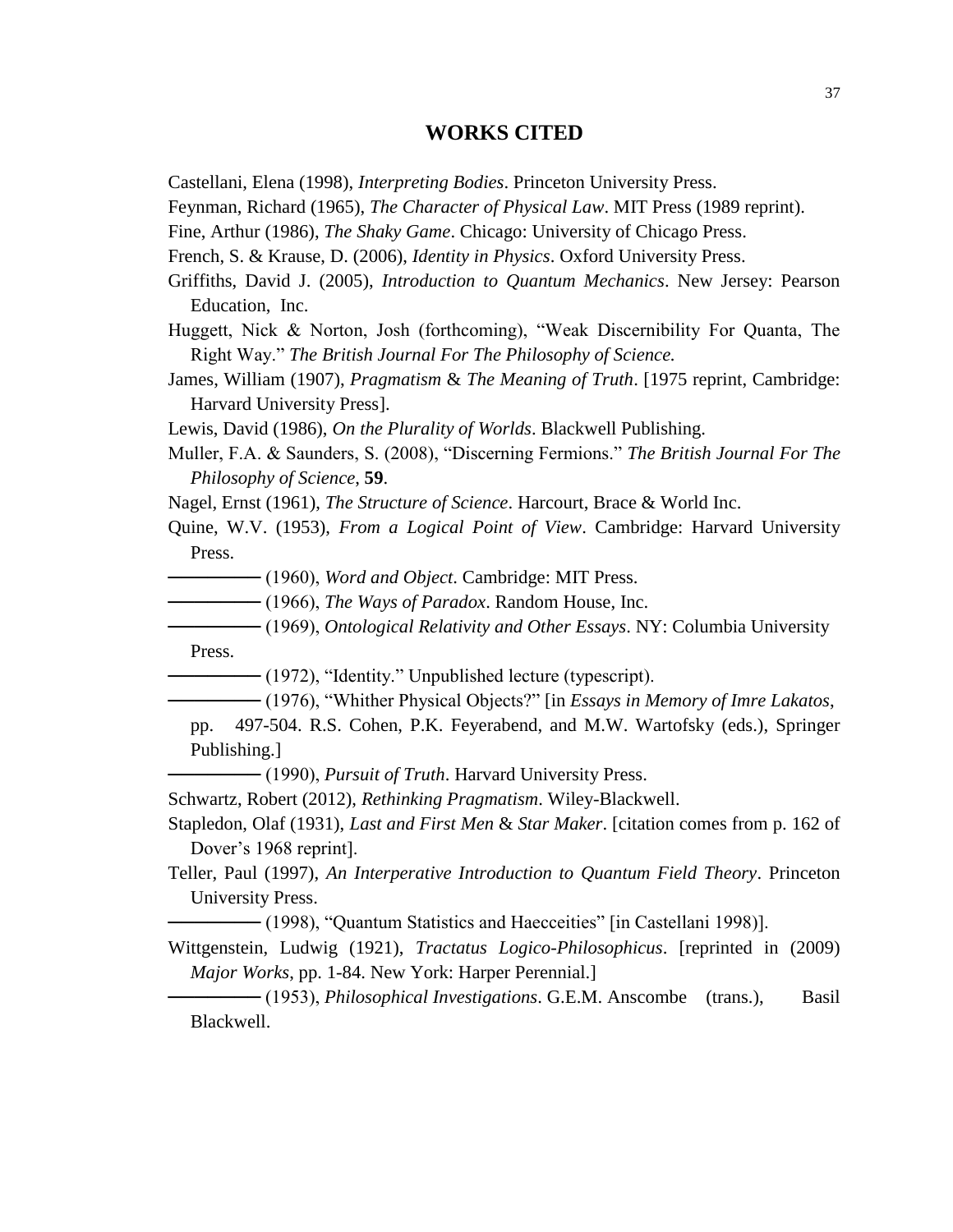# WORKS CITED

Castellani, Elena (1998), *Interpreting Bodies*. Princeton University Press.

Feynman, Richard (1965), *The Character of Physical Law*. MIT Press (1989 reprint).

Fine, Arthur (1986), *The Shaky Game*. Chicago: University of Chicago Press.

French, S. & Krause, D. (2006), *Identity in Physics*. Oxford University Press.

Griffiths, David J. (2005), *Introduction to Quantum Mechanics*. New Jersey: Pearson Education, Inc.

Huggett, Nick & Norton, Josh (forthcoming), "Weak Discernibility For Quanta, The Right Way." *The British Journal For The Philosophy of Science.*

James, William (1907), *Pragmatism* & *The Meaning of Truth*. [1975 reprint, Cambridge: Harvard University Press].

Lewis, David (1986), *On the Plurality of Worlds*. Blackwell Publishing.

Muller, F.A. & Saunders, S. (2008), "Discerning Fermions." *The British Journal For The Philosophy of Science*, **59**.

Nagel, Ernst (1961), *The Structure of Science*. Harcourt, Brace & World Inc.

Quine, W.V. (1953), *From a Logical Point of View*. Cambridge: Harvard University Press.

────── (1960), *Word and Object*. Cambridge: MIT Press.

────── (1966), *The Ways of Paradox*. Random House, Inc.

────── (1969), *Ontological Relativity and Other Essays*. NY: Columbia University Press.

────── (1972), "Identity." Unpublished lecture (typescript).

────── (1976), "Whither Physical Objects?" [in *Essays in Memory of Imre Lakatos*, pp. 497-504. R.S. Cohen, P.K. Feyerabend, and M.W. Wartofsky (eds.), Springer Publishing.]

────── (1990), *Pursuit of Truth*. Harvard University Press.

Schwartz, Robert (2012), *Rethinking Pragmatism*. Wiley-Blackwell.

Stapledon, Olaf (1931), *Last and First Men* & *Star Maker*. [citation comes from p. 162 of Dover's 1968 reprint].

Teller, Paul (1997), *An Interperative Introduction to Quantum Field Theory*. Princeton University Press.

────── (1998), "Quantum Statistics and Haecceities" [in Castellani 1998)].

Wittgenstein, Ludwig (1921), *Tractatus Logico-Philosophicus*. [reprinted in (2009) *Major Works*, pp. 1-84. New York: Harper Perennial.]

────── (1953), *Philosophical Investigations*. G.E.M. Anscombe (trans.), Basil Blackwell.